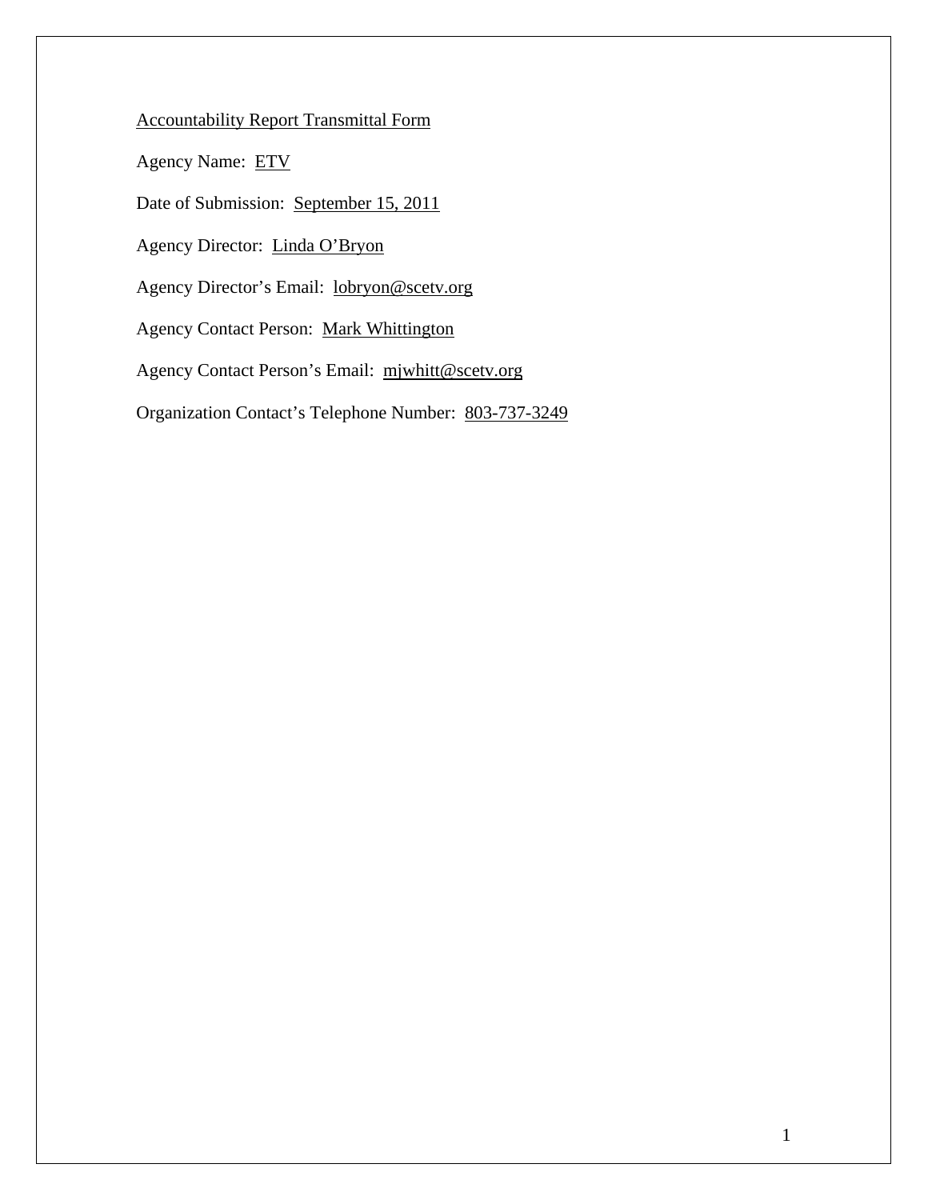Accountability Report Transmittal Form

Agency Name: ETV

Date of Submission: September 15, 2011

Agency Director: Linda O'Bryon

Agency Director's Email: lobryon@scetv.org

Agency Contact Person: Mark Whittington

Agency Contact Person's Email: mjwhitt@scetv.org

Organization Contact's Telephone Number: 803-737-3249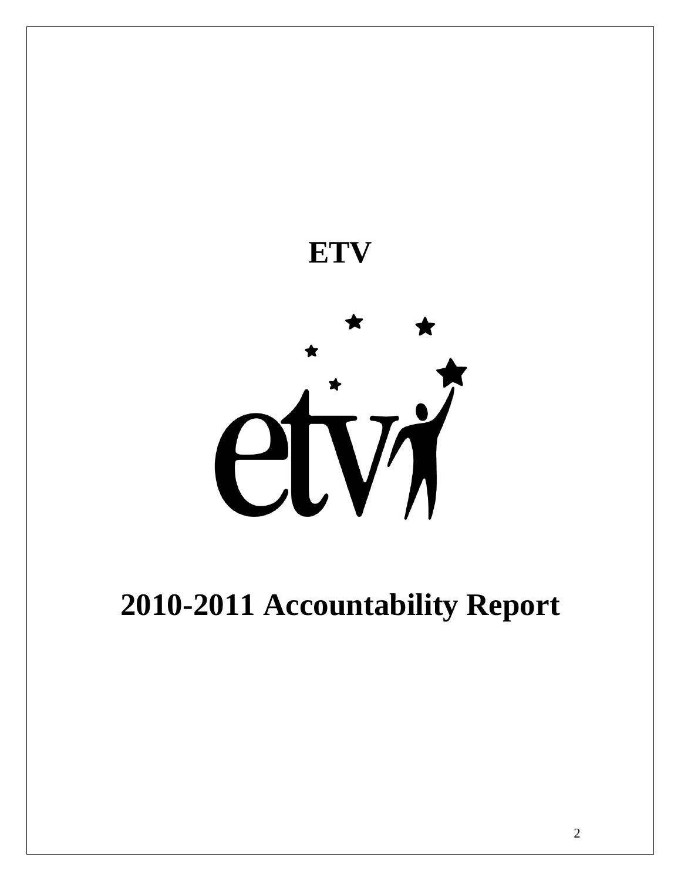# ETV

# 2010-2011 Accountability Report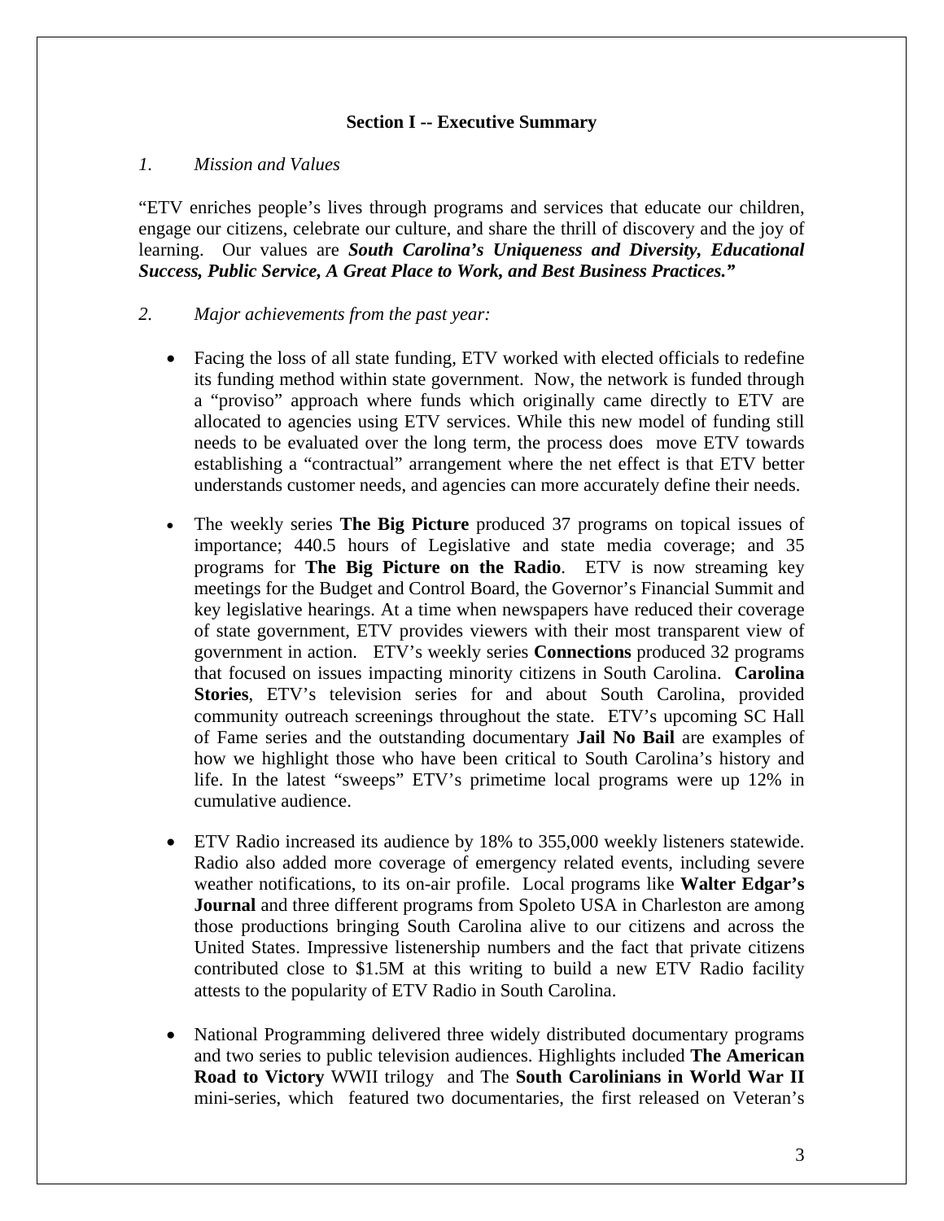## Section I -- Executive Summary

*1. Mission and Values*

"ETV enriches people's lives through programs and services that educate our children, engage our citizens, celebrate our culture, and share the thrill of discovery and the joy of learning. Our values are ***South Carolina's Uniqueness and Diversity, Educational Success, Public Service, A Great Place to Work, and Best Business Practices."***

*2. Major achievements from the past year:*

- Facing the loss of all state funding, ETV worked with elected officials to redefine its funding method within state government. Now, the network is funded through a "proviso" approach where funds which originally came directly to ETV are allocated to agencies using ETV services. While this new model of funding still needs to be evaluated over the long term, the process does move ETV towards establishing a "contractual" arrangement where the net effect is that ETV better understands customer needs, and agencies can more accurately define their needs.

- The weekly series **The Big Picture** produced 37 programs on topical issues of importance; 440.5 hours of Legislative and state media coverage; and 35 programs for **The Big Picture on the Radio**. ETV is now streaming key meetings for the Budget and Control Board, the Governor's Financial Summit and key legislative hearings. At a time when newspapers have reduced their coverage of state government, ETV provides viewers with their most transparent view of government in action. ETV's weekly series **Connections** produced 32 programs that focused on issues impacting minority citizens in South Carolina. **Carolina Stories**, ETV's television series for and about South Carolina, provided community outreach screenings throughout the state. ETV's upcoming SC Hall of Fame series and the outstanding documentary **Jail No Bail** are examples of how we highlight those who have been critical to South Carolina's history and life. In the latest "sweeps" ETV's primetime local programs were up 12% in cumulative audience.

- ETV Radio increased its audience by 18% to 355,000 weekly listeners statewide. Radio also added more coverage of emergency related events, including severe weather notifications, to its on-air profile. Local programs like **Walter Edgar's Journal** and three different programs from Spoleto USA in Charleston are among those productions bringing South Carolina alive to our citizens and across the United States. Impressive listenership numbers and the fact that private citizens contributed close to $1.5M at this writing to build a new ETV Radio facility attests to the popularity of ETV Radio in South Carolina.

- National Programming delivered three widely distributed documentary programs and two series to public television audiences. Highlights included **The American Road to Victory** WWII trilogy and The **South Carolinians in World War II** mini-series, which featured two documentaries, the first released on Veteran's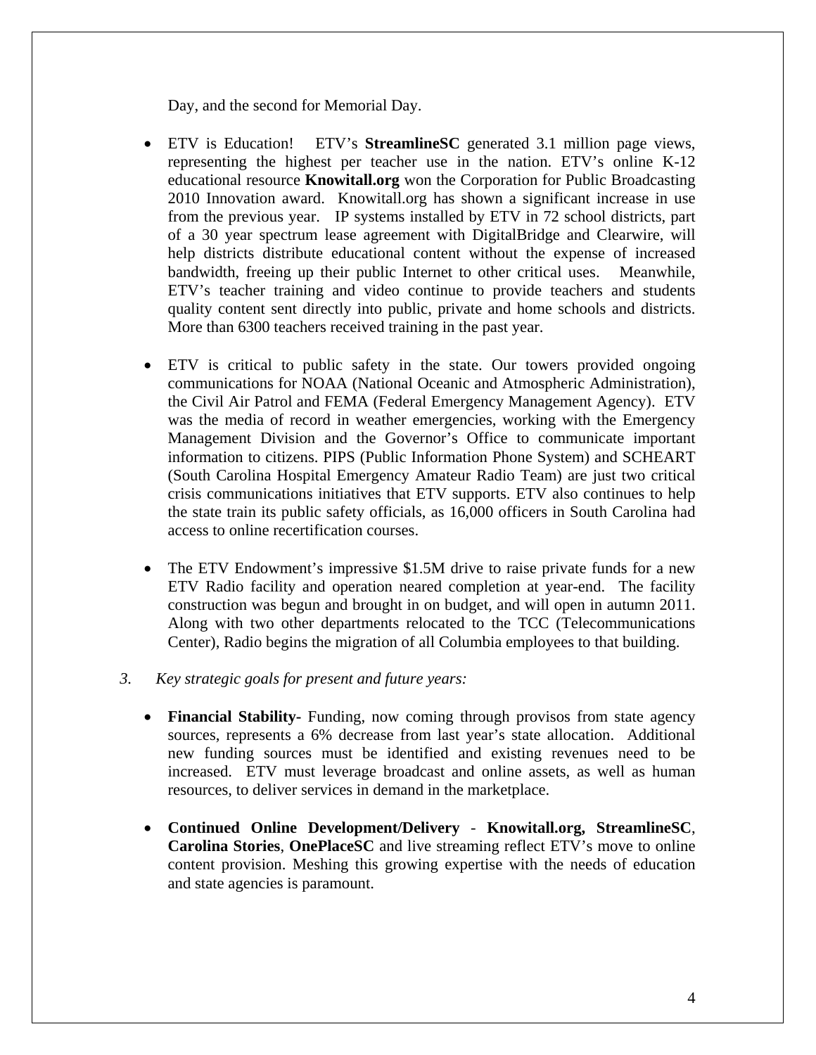Day, and the second for Memorial Day.

- ETV is Education! ETV's **StreamlineSC** generated 3.1 million page views, representing the highest per teacher use in the nation. ETV's online K-12 educational resource **Knowitall.org** won the Corporation for Public Broadcasting 2010 Innovation award. Knowitall.org has shown a significant increase in use from the previous year. IP systems installed by ETV in 72 school districts, part of a 30 year spectrum lease agreement with DigitalBridge and Clearwire, will help districts distribute educational content without the expense of increased bandwidth, freeing up their public Internet to other critical uses. Meanwhile, ETV's teacher training and video continue to provide teachers and students quality content sent directly into public, private and home schools and districts. More than 6300 teachers received training in the past year.

- ETV is critical to public safety in the state. Our towers provided ongoing communications for NOAA (National Oceanic and Atmospheric Administration), the Civil Air Patrol and FEMA (Federal Emergency Management Agency). ETV was the media of record in weather emergencies, working with the Emergency Management Division and the Governor's Office to communicate important information to citizens. PIPS (Public Information Phone System) and SCHEART (South Carolina Hospital Emergency Amateur Radio Team) are just two critical crisis communications initiatives that ETV supports. ETV also continues to help the state train its public safety officials, as 16,000 officers in South Carolina had access to online recertification courses.

- The ETV Endowment's impressive $1.5M drive to raise private funds for a new ETV Radio facility and operation neared completion at year-end. The facility construction was begun and brought in on budget, and will open in autumn 2011. Along with two other departments relocated to the TCC (Telecommunications Center), Radio begins the migration of all Columbia employees to that building.

3. *Key strategic goals for present and future years:*

- **Financial Stability-** Funding, now coming through provisos from state agency sources, represents a 6% decrease from last year's state allocation. Additional new funding sources must be identified and existing revenues need to be increased. ETV must leverage broadcast and online assets, as well as human resources, to deliver services in demand in the marketplace.

- **Continued Online Development/Delivery** - **Knowitall.org, StreamlineSC**, **Carolina Stories**, **OnePlaceSC** and live streaming reflect ETV's move to online content provision. Meshing this growing expertise with the needs of education and state agencies is paramount.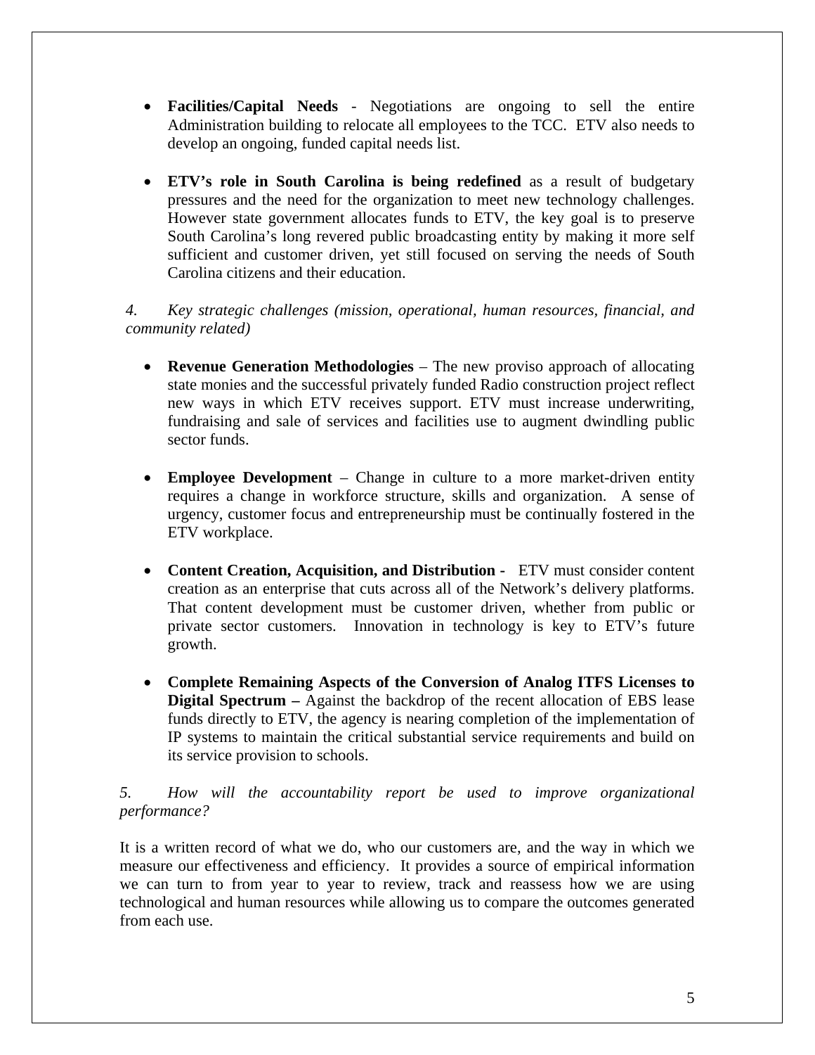- **Facilities/Capital Needs** - Negotiations are ongoing to sell the entire Administration building to relocate all employees to the TCC. ETV also needs to develop an ongoing, funded capital needs list.

- **ETV's role in South Carolina is being redefined** as a result of budgetary pressures and the need for the organization to meet new technology challenges. However state government allocates funds to ETV, the key goal is to preserve South Carolina's long revered public broadcasting entity by making it more self sufficient and customer driven, yet still focused on serving the needs of South Carolina citizens and their education.

*4. Key strategic challenges (mission, operational, human resources, financial, and community related)*

- **Revenue Generation Methodologies** – The new proviso approach of allocating state monies and the successful privately funded Radio construction project reflect new ways in which ETV receives support. ETV must increase underwriting, fundraising and sale of services and facilities use to augment dwindling public sector funds.

- **Employee Development** – Change in culture to a more market-driven entity requires a change in workforce structure, skills and organization. A sense of urgency, customer focus and entrepreneurship must be continually fostered in the ETV workplace.

- **Content Creation, Acquisition, and Distribution -** ETV must consider content creation as an enterprise that cuts across all of the Network's delivery platforms. That content development must be customer driven, whether from public or private sector customers. Innovation in technology is key to ETV's future growth.

- **Complete Remaining Aspects of the Conversion of Analog ITFS Licenses to Digital Spectrum –** Against the backdrop of the recent allocation of EBS lease funds directly to ETV, the agency is nearing completion of the implementation of IP systems to maintain the critical substantial service requirements and build on its service provision to schools.

*5. How will the accountability report be used to improve organizational performance?*

It is a written record of what we do, who our customers are, and the way in which we measure our effectiveness and efficiency. It provides a source of empirical information we can turn to from year to year to review, track and reassess how we are using technological and human resources while allowing us to compare the outcomes generated from each use.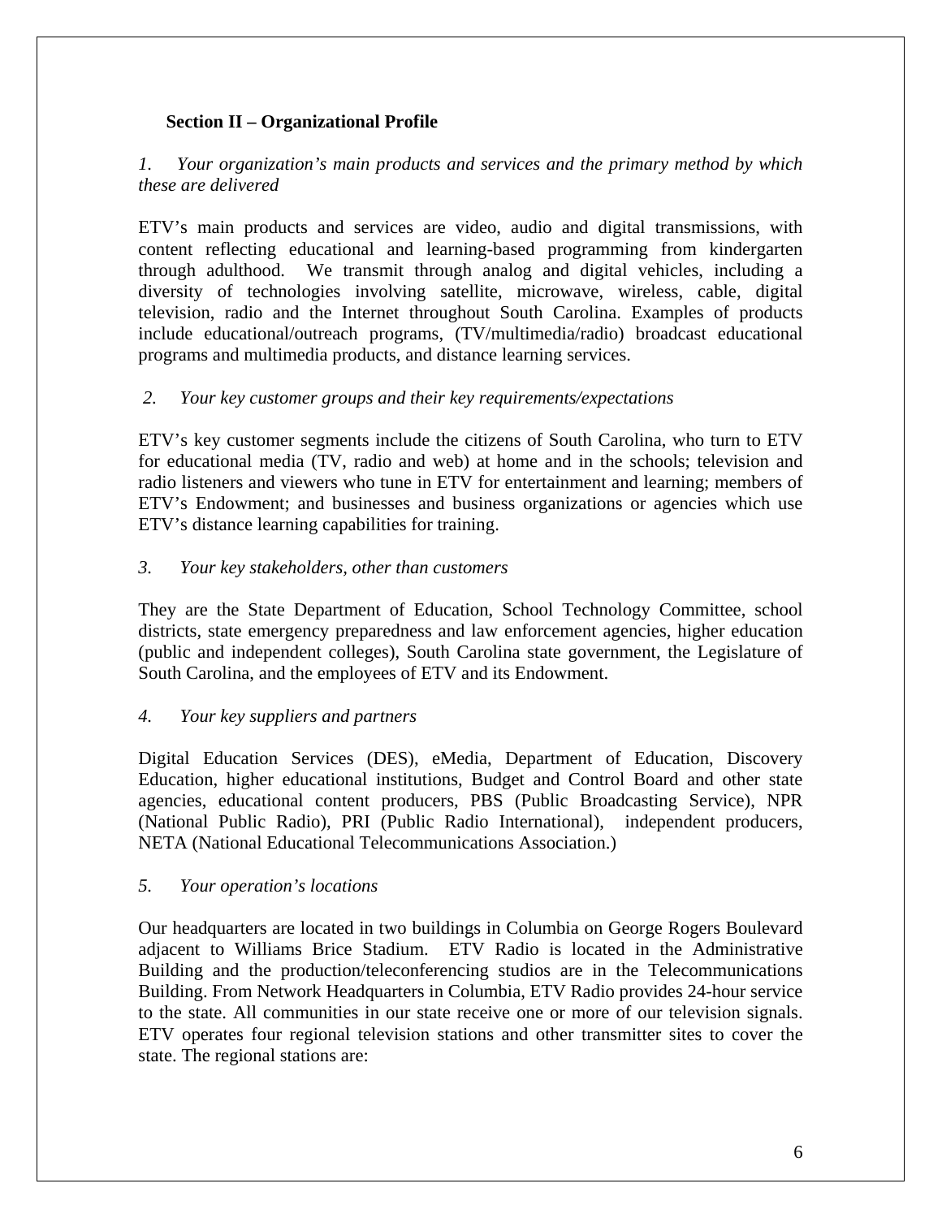## Section II – Organizational Profile

*1. Your organization's main products and services and the primary method by which these are delivered*

ETV's main products and services are video, audio and digital transmissions, with content reflecting educational and learning-based programming from kindergarten through adulthood. We transmit through analog and digital vehicles, including a diversity of technologies involving satellite, microwave, wireless, cable, digital television, radio and the Internet throughout South Carolina. Examples of products include educational/outreach programs, (TV/multimedia/radio) broadcast educational programs and multimedia products, and distance learning services.

*2. Your key customer groups and their key requirements/expectations*

ETV's key customer segments include the citizens of South Carolina, who turn to ETV for educational media (TV, radio and web) at home and in the schools; television and radio listeners and viewers who tune in ETV for entertainment and learning; members of ETV's Endowment; and businesses and business organizations or agencies which use ETV's distance learning capabilities for training.

*3. Your key stakeholders, other than customers*

They are the State Department of Education, School Technology Committee, school districts, state emergency preparedness and law enforcement agencies, higher education (public and independent colleges), South Carolina state government, the Legislature of South Carolina, and the employees of ETV and its Endowment.

*4. Your key suppliers and partners*

Digital Education Services (DES), eMedia, Department of Education, Discovery Education, higher educational institutions, Budget and Control Board and other state agencies, educational content producers, PBS (Public Broadcasting Service), NPR (National Public Radio), PRI (Public Radio International), independent producers, NETA (National Educational Telecommunications Association.)

*5. Your operation's locations*

Our headquarters are located in two buildings in Columbia on George Rogers Boulevard adjacent to Williams Brice Stadium. ETV Radio is located in the Administrative Building and the production/teleconferencing studios are in the Telecommunications Building. From Network Headquarters in Columbia, ETV Radio provides 24-hour service to the state. All communities in our state receive one or more of our television signals. ETV operates four regional television stations and other transmitter sites to cover the state. The regional stations are: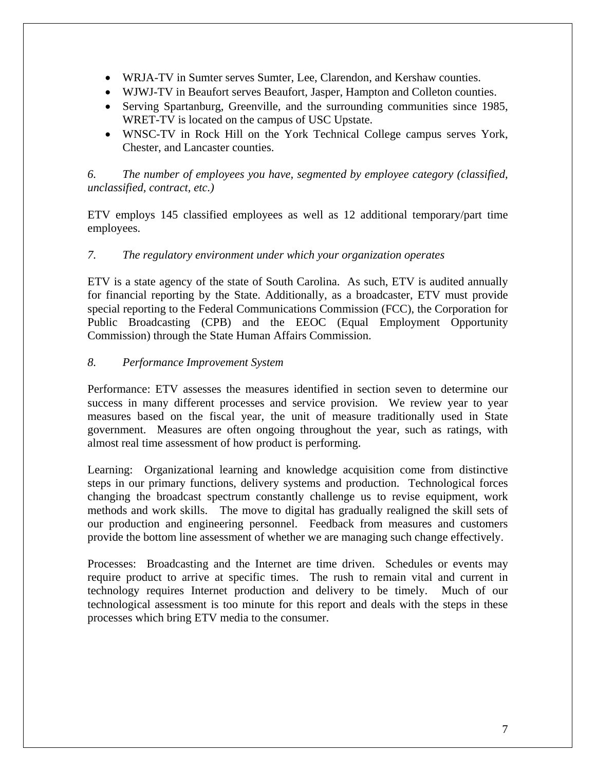- WRJA-TV in Sumter serves Sumter, Lee, Clarendon, and Kershaw counties.
- WJWJ-TV in Beaufort serves Beaufort, Jasper, Hampton and Colleton counties.
- Serving Spartanburg, Greenville, and the surrounding communities since 1985, WRET-TV is located on the campus of USC Upstate.
- WNSC-TV in Rock Hill on the York Technical College campus serves York, Chester, and Lancaster counties.

*6. The number of employees you have, segmented by employee category (classified, unclassified, contract, etc.)*

ETV employs 145 classified employees as well as 12 additional temporary/part time employees.

*7. The regulatory environment under which your organization operates*

ETV is a state agency of the state of South Carolina. As such, ETV is audited annually for financial reporting by the State. Additionally, as a broadcaster, ETV must provide special reporting to the Federal Communications Commission (FCC), the Corporation for Public Broadcasting (CPB) and the EEOC (Equal Employment Opportunity Commission) through the State Human Affairs Commission.

*8. Performance Improvement System*

Performance: ETV assesses the measures identified in section seven to determine our success in many different processes and service provision. We review year to year measures based on the fiscal year, the unit of measure traditionally used in State government. Measures are often ongoing throughout the year, such as ratings, with almost real time assessment of how product is performing.

Learning: Organizational learning and knowledge acquisition come from distinctive steps in our primary functions, delivery systems and production. Technological forces changing the broadcast spectrum constantly challenge us to revise equipment, work methods and work skills. The move to digital has gradually realigned the skill sets of our production and engineering personnel. Feedback from measures and customers provide the bottom line assessment of whether we are managing such change effectively.

Processes: Broadcasting and the Internet are time driven. Schedules or events may require product to arrive at specific times. The rush to remain vital and current in technology requires Internet production and delivery to be timely. Much of our technological assessment is too minute for this report and deals with the steps in these processes which bring ETV media to the consumer.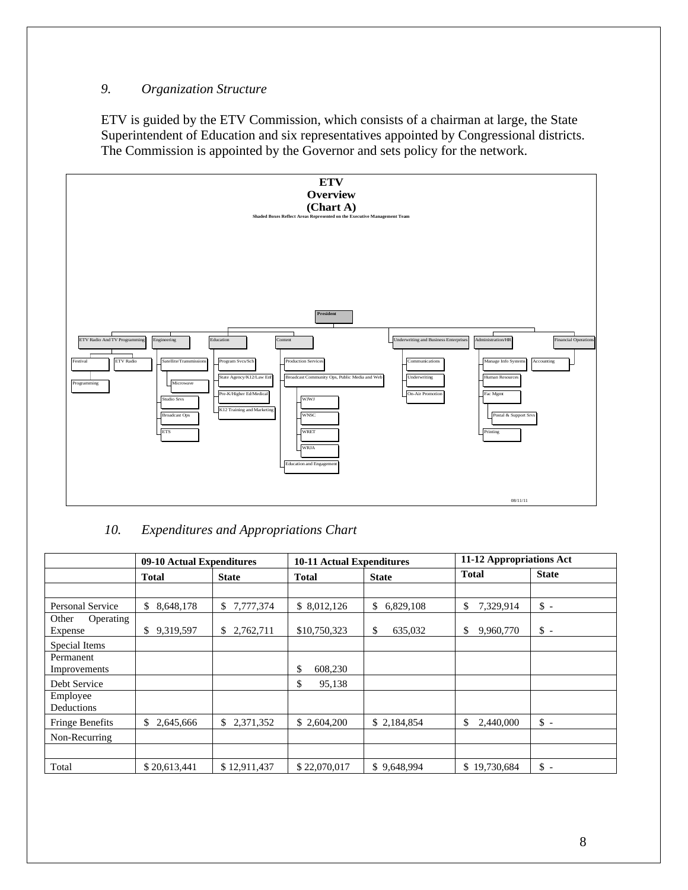## 9. *Organization Structure*

ETV is guided by the ETV Commission, which consists of a chairman at large, the State Superintendent of Education and six representatives appointed by Congressional districts. The Commission is appointed by the Governor and sets policy for the network.

**ETV**
**Overview**
**(Chart A)**
**Shaded Boxes Reflect Areas Represented on the Executive Management Team**

- President
  - ETV Radio And TV Programming
    - Festival
      - Programming
    - ETV Radio
  - Engineering
    - Satellite/Transmissions
      - Microwave
    - Studio Srvs
    - Broadcast Ops
    - ETS
  - Education
    - Program Svcs/Sch
    - State Agency/K12/Law Enf
    - Pre-K/Higher Ed/Medical
    - K12 Training and Marketing
  - Content
    - Production Services
    - Broadcast Community Ops, Public Media and Web
      - WJWJ
      - WNSC
      - WRET
      - WRJA
    - Education and Engagement
  - Underwriting and Business Enterprises
    - Communications
    - Underwriting
    - On-Air Promotion
  - Administration/HR
    - Manage Info Systems
    - Human Resources
    - Fac Mgmt
      - Postal & Support Srvs
    - Printing
  - Financial Operations
    - Accounting

08/11/11

## 10. *Expenditures and Appropriations Chart*

| | 09-10 Actual Expenditures | | 10-11 Actual Expenditures | | 11-12 Appropriations Act | |
|---|---|---|---|---|---|---|
| | **Total** | **State** | **Total** | **State** | **Total** | **State** |
| | | | | | | |
| Personal Service | $ 8,648,178 | $ 7,777,374 | $ 8,012,126 | $ 6,829,108 | $ 7,329,914 | $ - |
| Other Operating Expense | $ 9,319,597 | $ 2,762,711 | $10,750,323 | $ 635,032 | $ 9,960,770 | $ - |
| Special Items | | | | | | |
| Permanent Improvements | | | $ 608,230 | | | |
| Debt Service | | | $ 95,138 | | | |
| Employee Deductions | | | | | | |
| Fringe Benefits | $ 2,645,666 | $ 2,371,352 | $ 2,604,200 | $ 2,184,854 | $ 2,440,000 | $ - |
| Non-Recurring | | | | | | |
| | | | | | | |
| Total | $ 20,613,441 | $ 12,911,437 | $ 22,070,017 | $ 9,648,994 | $ 19,730,684 | $ - |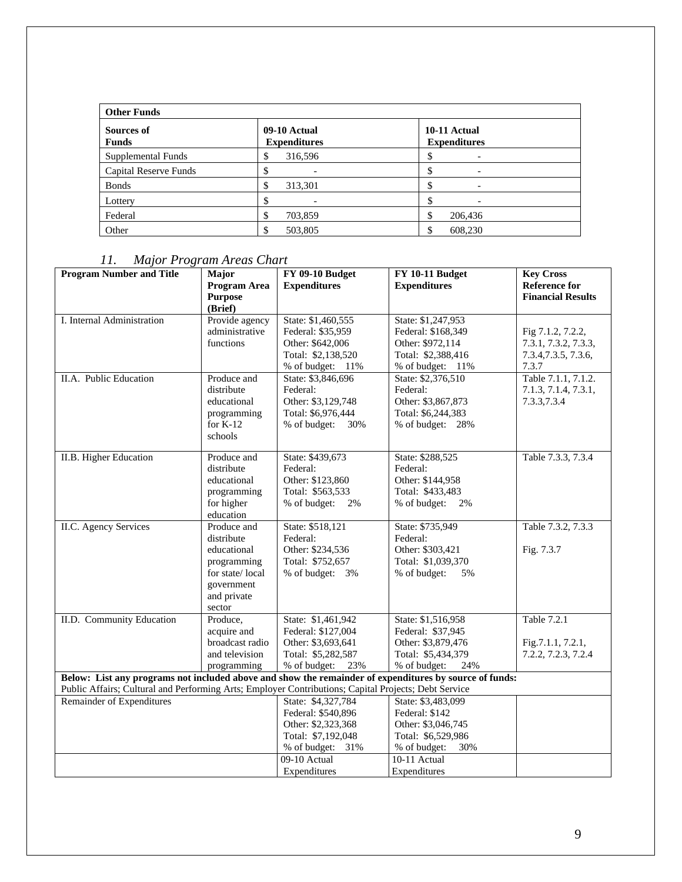| Other Funds | | |
| --- | --- | --- |
| **Sources of Funds** | **09-10 Actual Expenditures** | **10-11 Actual Expenditures** |
| Supplemental Funds | $ 316,596 | $ - |
| Capital Reserve Funds | $ - | $ - |
| Bonds | $ 313,301 | $ - |
| Lottery | $ - | $ - |
| Federal | $ 703,859 | $ 206,436 |
| Other | $ 503,805 | $ 608,230 |

### *11. Major Program Areas Chart*

| Program Number and Title | Major Program Area Purpose (Brief) | FY 09-10 Budget Expenditures | FY 10-11 Budget Expenditures | Key Cross Reference for Financial Results |
| --- | --- | --- | --- | --- |
| I. Internal Administration | Provide agency administrative functions | State: $1,460,555<br>Federal: $35,959<br>Other: $642,006<br>Total: $2,138,520<br>% of budget: 11% | State: $1,247,953<br>Federal: $168,349<br>Other: $972,114<br>Total: $2,388,416<br>% of budget: 11% | Fig 7.1.2, 7.2.2, 7.3.1, 7.3.2, 7.3.3, 7.3.4,7.3.5, 7.3.6, 7.3.7 |
| II.A. Public Education | Produce and distribute educational programming for K-12 schools | State: $3,846,696<br>Federal:<br>Other: $3,129,748<br>Total: $6,976,444<br>% of budget: 30% | State: $2,376,510<br>Federal:<br>Other: $3,867,873<br>Total: $6,244,383<br>% of budget: 28% | Table 7.1.1, 7.1.2. 7.1.3, 7.1.4, 7.3.1, 7.3.3,7.3.4 |
| II.B. Higher Education | Produce and distribute educational programming for higher education | State: $439,673<br>Federal:<br>Other: $123,860<br>Total: $563,533<br>% of budget: 2% | State: $288,525<br>Federal:<br>Other: $144,958<br>Total: $433,483<br>% of budget: 2% | Table 7.3.3, 7.3.4 |
| II.C. Agency Services | Produce and distribute educational programming for state/ local government and private sector | State: $518,121<br>Federal:<br>Other: $234,536<br>Total: $752,657<br>% of budget: 3% | State: $735,949<br>Federal:<br>Other: $303,421<br>Total: $1,039,370<br>% of budget: 5% | Table 7.3.2, 7.3.3<br><br>Fig. 7.3.7 |
| II.D. Community Education | Produce, acquire and broadcast radio and television programming | State: $1,461,942<br>Federal: $127,004<br>Other: $3,693,641<br>Total: $5,282,587<br>% of budget: 23% | State: $1,516,958<br>Federal: $37,945<br>Other: $3,879,476<br>Total: $5,434,379<br>% of budget: 24% | Table 7.2.1<br><br>Fig.7.1.1, 7.2.1, 7.2.2, 7.2.3, 7.2.4 |
| **Below: List any programs not included above and show the remainder of expenditures by source of funds:**<br>Public Affairs; Cultural and Performing Arts; Employer Contributions; Capital Projects; Debt Service | | | | |
| Remainder of Expenditures | | State: $4,327,784<br>Federal: $540,896<br>Other: $2,323,368<br>Total: $7,192,048<br>% of budget: 31% | State: $3,483,099<br>Federal: $142<br>Other: $3,046,745<br>Total: $6,529,986<br>% of budget: 30% | |
| | | 09-10 Actual Expenditures | 10-11 Actual Expenditures | |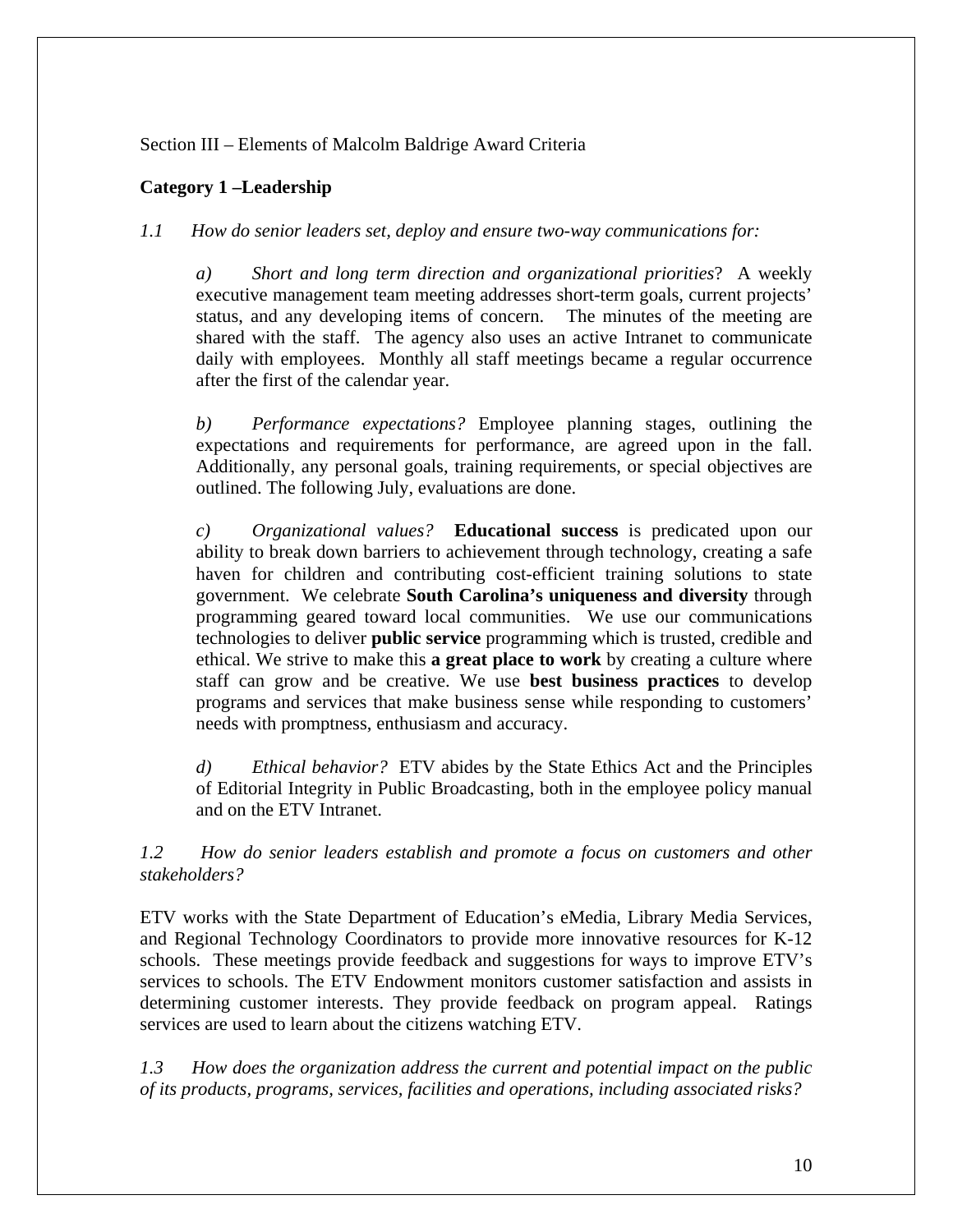Section III – Elements of Malcolm Baldrige Award Criteria

## Category 1 –Leadership

*1.1 How do senior leaders set, deploy and ensure two-way communications for:*

*a) Short and long term direction and organizational priorities*? A weekly executive management team meeting addresses short-term goals, current projects' status, and any developing items of concern. The minutes of the meeting are shared with the staff. The agency also uses an active Intranet to communicate daily with employees. Monthly all staff meetings became a regular occurrence after the first of the calendar year.

*b) Performance expectations?* Employee planning stages, outlining the expectations and requirements for performance, are agreed upon in the fall. Additionally, any personal goals, training requirements, or special objectives are outlined. The following July, evaluations are done.

*c) Organizational values?* **Educational success** is predicated upon our ability to break down barriers to achievement through technology, creating a safe haven for children and contributing cost-efficient training solutions to state government. We celebrate **South Carolina's uniqueness and diversity** through programming geared toward local communities. We use our communications technologies to deliver **public service** programming which is trusted, credible and ethical. We strive to make this **a great place to work** by creating a culture where staff can grow and be creative. We use **best business practices** to develop programs and services that make business sense while responding to customers' needs with promptness, enthusiasm and accuracy.

*d) Ethical behavior?* ETV abides by the State Ethics Act and the Principles of Editorial Integrity in Public Broadcasting, both in the employee policy manual and on the ETV Intranet.

*1.2 How do senior leaders establish and promote a focus on customers and other stakeholders?*

ETV works with the State Department of Education's eMedia, Library Media Services, and Regional Technology Coordinators to provide more innovative resources for K-12 schools. These meetings provide feedback and suggestions for ways to improve ETV's services to schools. The ETV Endowment monitors customer satisfaction and assists in determining customer interests. They provide feedback on program appeal. Ratings services are used to learn about the citizens watching ETV.

*1.3 How does the organization address the current and potential impact on the public of its products, programs, services, facilities and operations, including associated risks?*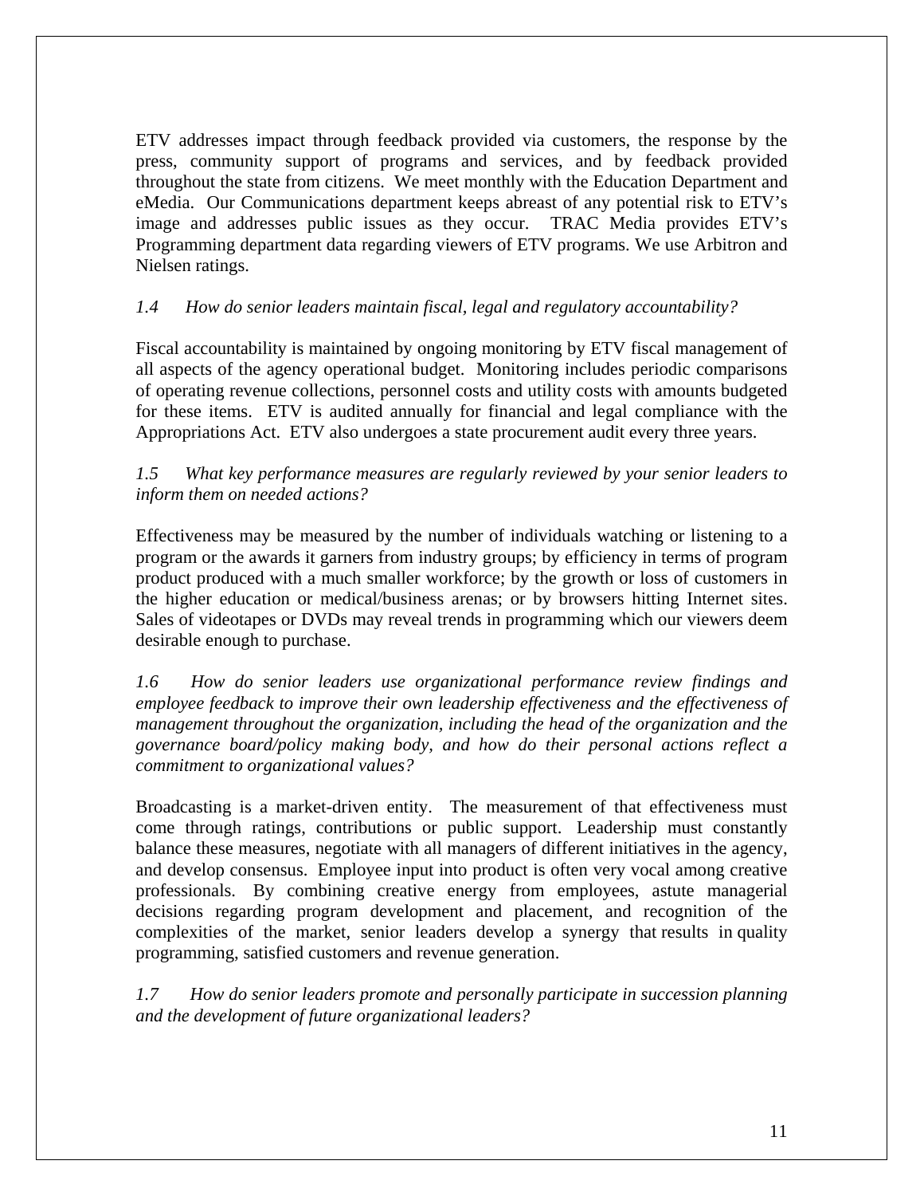ETV addresses impact through feedback provided via customers, the response by the press, community support of programs and services, and by feedback provided throughout the state from citizens. We meet monthly with the Education Department and eMedia. Our Communications department keeps abreast of any potential risk to ETV's image and addresses public issues as they occur. TRAC Media provides ETV's Programming department data regarding viewers of ETV programs. We use Arbitron and Nielsen ratings.

*1.4 How do senior leaders maintain fiscal, legal and regulatory accountability?*

Fiscal accountability is maintained by ongoing monitoring by ETV fiscal management of all aspects of the agency operational budget. Monitoring includes periodic comparisons of operating revenue collections, personnel costs and utility costs with amounts budgeted for these items. ETV is audited annually for financial and legal compliance with the Appropriations Act. ETV also undergoes a state procurement audit every three years.

*1.5 What key performance measures are regularly reviewed by your senior leaders to inform them on needed actions?*

Effectiveness may be measured by the number of individuals watching or listening to a program or the awards it garners from industry groups; by efficiency in terms of program product produced with a much smaller workforce; by the growth or loss of customers in the higher education or medical/business arenas; or by browsers hitting Internet sites. Sales of videotapes or DVDs may reveal trends in programming which our viewers deem desirable enough to purchase.

*1.6 How do senior leaders use organizational performance review findings and employee feedback to improve their own leadership effectiveness and the effectiveness of management throughout the organization, including the head of the organization and the governance board/policy making body, and how do their personal actions reflect a commitment to organizational values?*

Broadcasting is a market-driven entity. The measurement of that effectiveness must come through ratings, contributions or public support. Leadership must constantly balance these measures, negotiate with all managers of different initiatives in the agency, and develop consensus. Employee input into product is often very vocal among creative professionals. By combining creative energy from employees, astute managerial decisions regarding program development and placement, and recognition of the complexities of the market, senior leaders develop a synergy that results in quality programming, satisfied customers and revenue generation.

*1.7 How do senior leaders promote and personally participate in succession planning and the development of future organizational leaders?*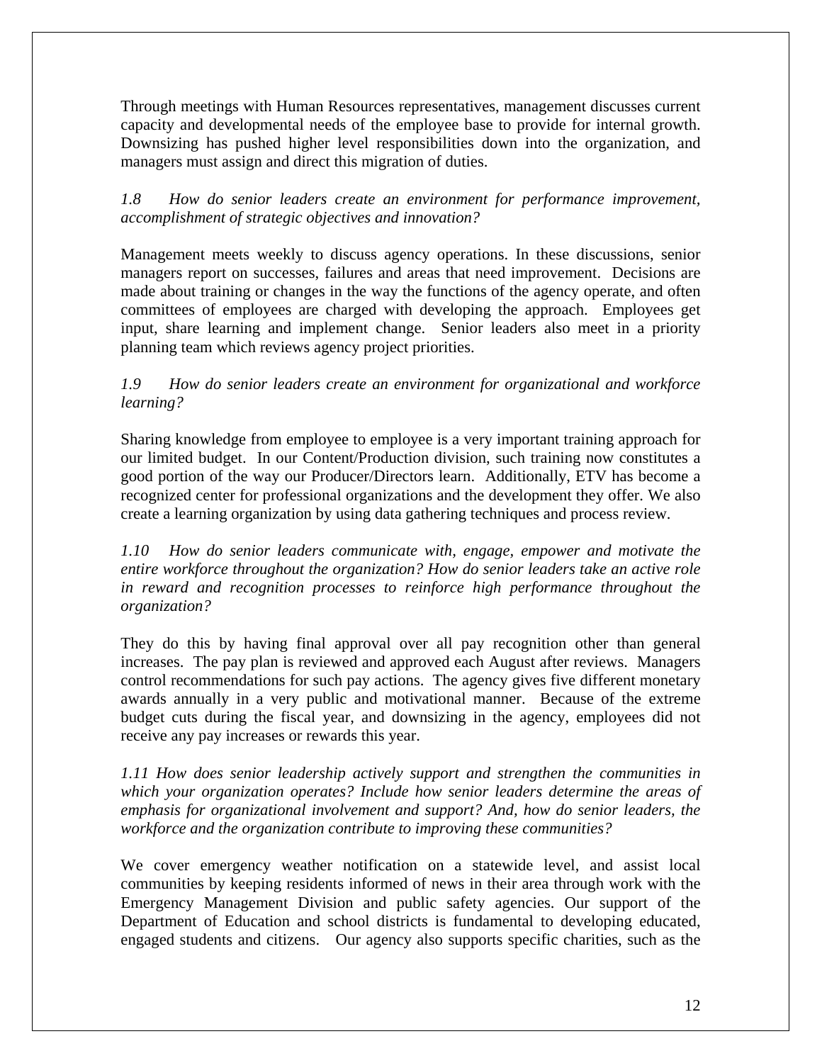Through meetings with Human Resources representatives, management discusses current capacity and developmental needs of the employee base to provide for internal growth. Downsizing has pushed higher level responsibilities down into the organization, and managers must assign and direct this migration of duties.

*1.8 How do senior leaders create an environment for performance improvement, accomplishment of strategic objectives and innovation?*

Management meets weekly to discuss agency operations. In these discussions, senior managers report on successes, failures and areas that need improvement. Decisions are made about training or changes in the way the functions of the agency operate, and often committees of employees are charged with developing the approach. Employees get input, share learning and implement change. Senior leaders also meet in a priority planning team which reviews agency project priorities.

*1.9 How do senior leaders create an environment for organizational and workforce learning?*

Sharing knowledge from employee to employee is a very important training approach for our limited budget. In our Content/Production division, such training now constitutes a good portion of the way our Producer/Directors learn. Additionally, ETV has become a recognized center for professional organizations and the development they offer. We also create a learning organization by using data gathering techniques and process review.

*1.10 How do senior leaders communicate with, engage, empower and motivate the entire workforce throughout the organization? How do senior leaders take an active role in reward and recognition processes to reinforce high performance throughout the organization?*

They do this by having final approval over all pay recognition other than general increases. The pay plan is reviewed and approved each August after reviews. Managers control recommendations for such pay actions. The agency gives five different monetary awards annually in a very public and motivational manner. Because of the extreme budget cuts during the fiscal year, and downsizing in the agency, employees did not receive any pay increases or rewards this year.

*1.11 How does senior leadership actively support and strengthen the communities in which your organization operates? Include how senior leaders determine the areas of emphasis for organizational involvement and support? And, how do senior leaders, the workforce and the organization contribute to improving these communities?*

We cover emergency weather notification on a statewide level, and assist local communities by keeping residents informed of news in their area through work with the Emergency Management Division and public safety agencies. Our support of the Department of Education and school districts is fundamental to developing educated, engaged students and citizens. Our agency also supports specific charities, such as the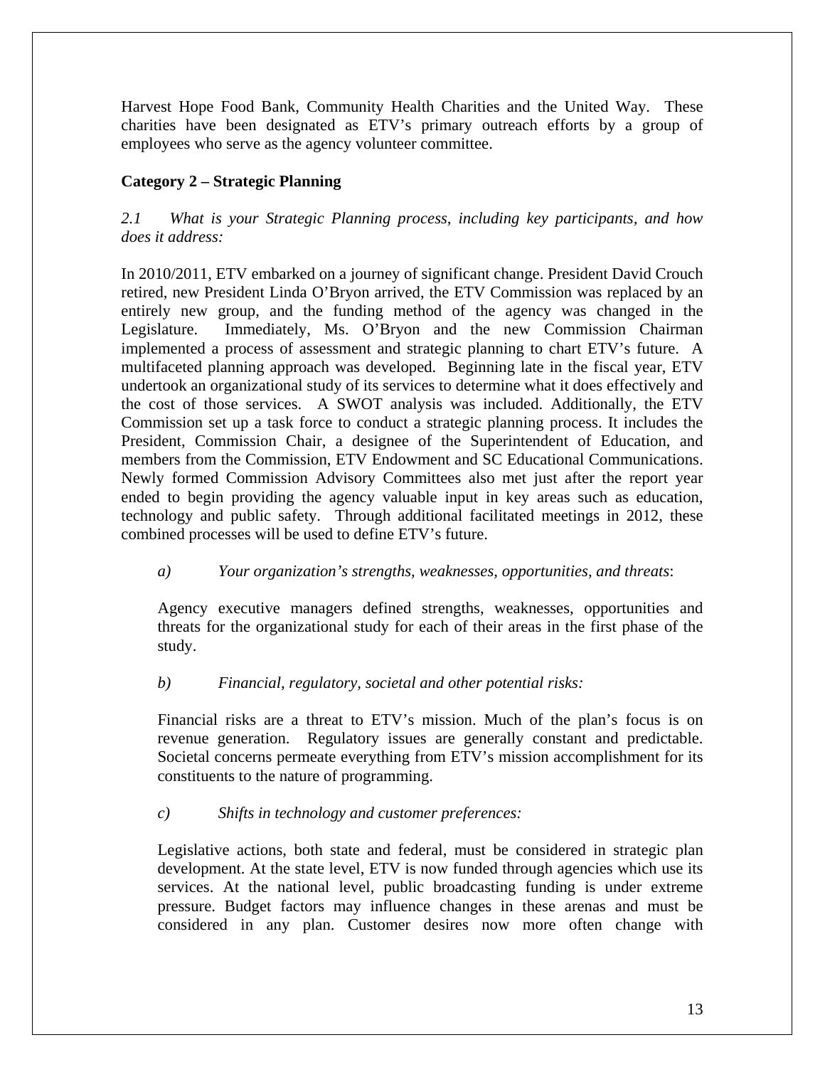Harvest Hope Food Bank, Community Health Charities and the United Way. These charities have been designated as ETV's primary outreach efforts by a group of employees who serve as the agency volunteer committee.

**Category 2 – Strategic Planning**

*2.1 What is your Strategic Planning process, including key participants, and how does it address:*

In 2010/2011, ETV embarked on a journey of significant change. President David Crouch retired, new President Linda O'Bryon arrived, the ETV Commission was replaced by an entirely new group, and the funding method of the agency was changed in the Legislature. Immediately, Ms. O'Bryon and the new Commission Chairman implemented a process of assessment and strategic planning to chart ETV's future. A multifaceted planning approach was developed. Beginning late in the fiscal year, ETV undertook an organizational study of its services to determine what it does effectively and the cost of those services. A SWOT analysis was included. Additionally, the ETV Commission set up a task force to conduct a strategic planning process. It includes the President, Commission Chair, a designee of the Superintendent of Education, and members from the Commission, ETV Endowment and SC Educational Communications. Newly formed Commission Advisory Committees also met just after the report year ended to begin providing the agency valuable input in key areas such as education, technology and public safety. Through additional facilitated meetings in 2012, these combined processes will be used to define ETV's future.

*a) Your organization's strengths, weaknesses, opportunities, and threats*:

Agency executive managers defined strengths, weaknesses, opportunities and threats for the organizational study for each of their areas in the first phase of the study.

*b) Financial, regulatory, societal and other potential risks:*

Financial risks are a threat to ETV's mission. Much of the plan's focus is on revenue generation. Regulatory issues are generally constant and predictable. Societal concerns permeate everything from ETV's mission accomplishment for its constituents to the nature of programming.

*c) Shifts in technology and customer preferences:*

Legislative actions, both state and federal, must be considered in strategic plan development. At the state level, ETV is now funded through agencies which use its services. At the national level, public broadcasting funding is under extreme pressure. Budget factors may influence changes in these arenas and must be considered in any plan. Customer desires now more often change with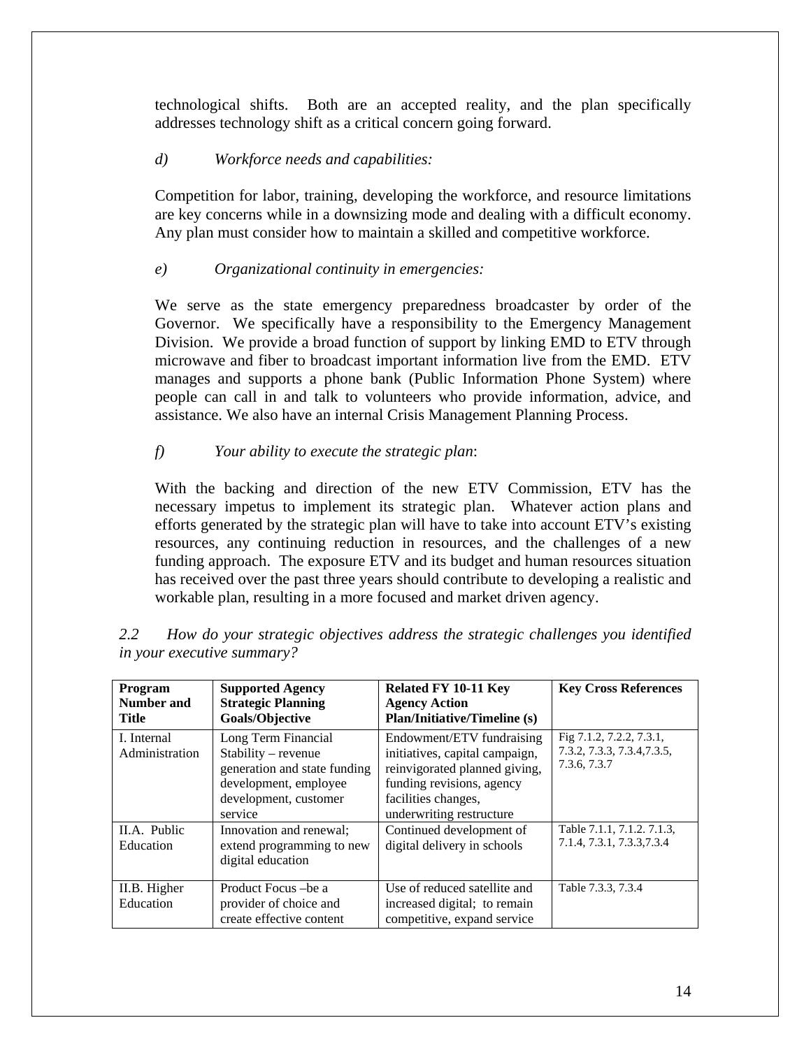technological shifts. Both are an accepted reality, and the plan specifically addresses technology shift as a critical concern going forward.

*d) Workforce needs and capabilities:*

Competition for labor, training, developing the workforce, and resource limitations are key concerns while in a downsizing mode and dealing with a difficult economy. Any plan must consider how to maintain a skilled and competitive workforce.

*e) Organizational continuity in emergencies:*

We serve as the state emergency preparedness broadcaster by order of the Governor. We specifically have a responsibility to the Emergency Management Division. We provide a broad function of support by linking EMD to ETV through microwave and fiber to broadcast important information live from the EMD. ETV manages and supports a phone bank (Public Information Phone System) where people can call in and talk to volunteers who provide information, advice, and assistance. We also have an internal Crisis Management Planning Process.

*f) Your ability to execute the strategic plan*:

With the backing and direction of the new ETV Commission, ETV has the necessary impetus to implement its strategic plan. Whatever action plans and efforts generated by the strategic plan will have to take into account ETV's existing resources, any continuing reduction in resources, and the challenges of a new funding approach. The exposure ETV and its budget and human resources situation has received over the past three years should contribute to developing a realistic and workable plan, resulting in a more focused and market driven agency.

*2.2 How do your strategic objectives address the strategic challenges you identified in your executive summary?*

| Program Number and Title | Supported Agency Strategic Planning Goals/Objective | Related FY 10-11 Key Agency Action Plan/Initiative/Timeline (s) | Key Cross References |
|---|---|---|---|
| I. Internal Administration | Long Term Financial Stability – revenue generation and state funding development, employee development, customer service | Endowment/ETV fundraising initiatives, capital campaign, reinvigorated planned giving, funding revisions, agency facilities changes, underwriting restructure | Fig 7.1.2, 7.2.2, 7.3.1, 7.3.2, 7.3.3, 7.3.4,7.3.5, 7.3.6, 7.3.7 |
| II.A. Public Education | Innovation and renewal; extend programming to new digital education | Continued development of digital delivery in schools | Table 7.1.1, 7.1.2. 7.1.3, 7.1.4, 7.3.1, 7.3.3,7.3.4 |
| II.B. Higher Education | Product Focus –be a provider of choice and create effective content | Use of reduced satellite and increased digital; to remain competitive, expand service | Table 7.3.3, 7.3.4 |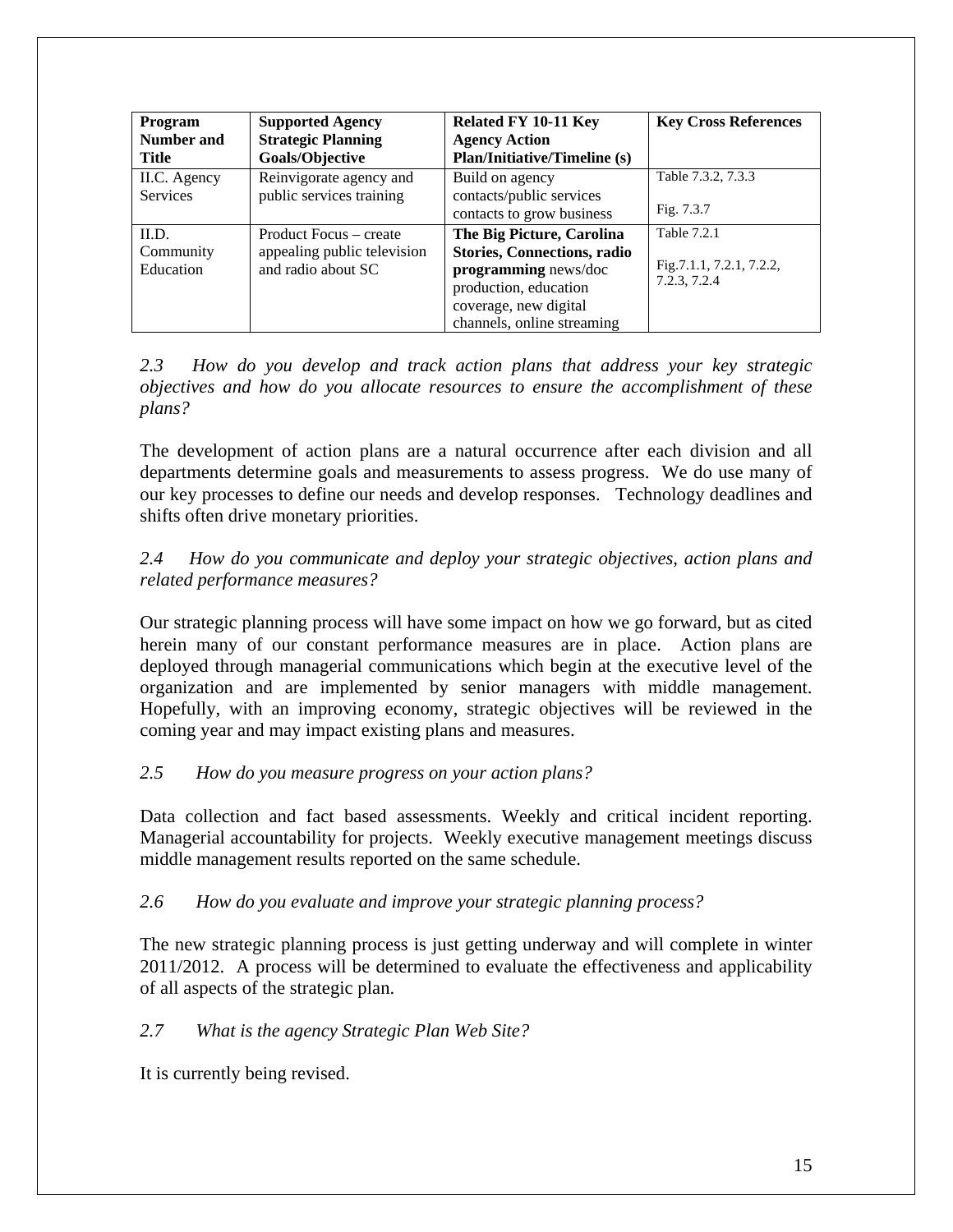| Program Number and Title | Supported Agency Strategic Planning Goals/Objective | Related FY 10-11 Key Agency Action Plan/Initiative/Timeline (s) | Key Cross References |
|---|---|---|---|
| II.C. Agency Services | Reinvigorate agency and public services training | Build on agency contacts/public services contacts to grow business | Table 7.3.2, 7.3.3<br><br>Fig. 7.3.7 |
| II.D. Community Education | Product Focus – create appealing public television and radio about SC | **The Big Picture, Carolina Stories, Connections, radio programming** news/doc production, education coverage, new digital channels, online streaming | Table 7.2.1<br><br>Fig.7.1.1, 7.2.1, 7.2.2, 7.2.3, 7.2.4 |

*2.3 How do you develop and track action plans that address your key strategic objectives and how do you allocate resources to ensure the accomplishment of these plans?*

The development of action plans are a natural occurrence after each division and all departments determine goals and measurements to assess progress. We do use many of our key processes to define our needs and develop responses. Technology deadlines and shifts often drive monetary priorities.

*2.4 How do you communicate and deploy your strategic objectives, action plans and related performance measures?*

Our strategic planning process will have some impact on how we go forward, but as cited herein many of our constant performance measures are in place. Action plans are deployed through managerial communications which begin at the executive level of the organization and are implemented by senior managers with middle management. Hopefully, with an improving economy, strategic objectives will be reviewed in the coming year and may impact existing plans and measures.

*2.5 How do you measure progress on your action plans?*

Data collection and fact based assessments. Weekly and critical incident reporting. Managerial accountability for projects. Weekly executive management meetings discuss middle management results reported on the same schedule.

*2.6 How do you evaluate and improve your strategic planning process?*

The new strategic planning process is just getting underway and will complete in winter 2011/2012. A process will be determined to evaluate the effectiveness and applicability of all aspects of the strategic plan.

*2.7 What is the agency Strategic Plan Web Site?*

It is currently being revised.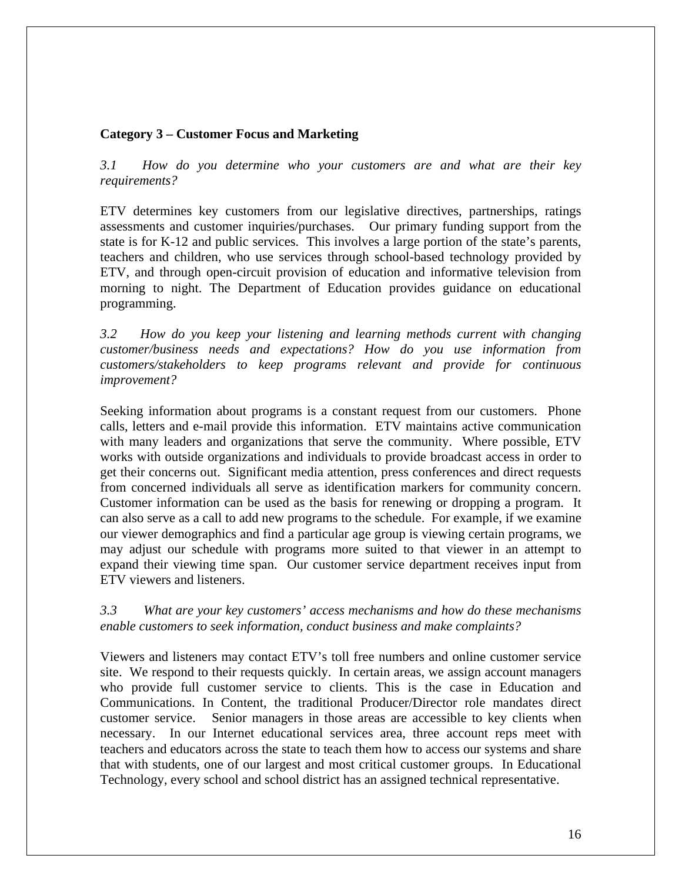**Category 3 – Customer Focus and Marketing**

*3.1 How do you determine who your customers are and what are their key requirements?*

ETV determines key customers from our legislative directives, partnerships, ratings assessments and customer inquiries/purchases. Our primary funding support from the state is for K-12 and public services. This involves a large portion of the state's parents, teachers and children, who use services through school-based technology provided by ETV, and through open-circuit provision of education and informative television from morning to night. The Department of Education provides guidance on educational programming.

*3.2 How do you keep your listening and learning methods current with changing customer/business needs and expectations? How do you use information from customers/stakeholders to keep programs relevant and provide for continuous improvement?*

Seeking information about programs is a constant request from our customers. Phone calls, letters and e-mail provide this information. ETV maintains active communication with many leaders and organizations that serve the community. Where possible, ETV works with outside organizations and individuals to provide broadcast access in order to get their concerns out. Significant media attention, press conferences and direct requests from concerned individuals all serve as identification markers for community concern. Customer information can be used as the basis for renewing or dropping a program. It can also serve as a call to add new programs to the schedule. For example, if we examine our viewer demographics and find a particular age group is viewing certain programs, we may adjust our schedule with programs more suited to that viewer in an attempt to expand their viewing time span. Our customer service department receives input from ETV viewers and listeners.

*3.3 What are your key customers' access mechanisms and how do these mechanisms enable customers to seek information, conduct business and make complaints?*

Viewers and listeners may contact ETV's toll free numbers and online customer service site. We respond to their requests quickly. In certain areas, we assign account managers who provide full customer service to clients. This is the case in Education and Communications. In Content, the traditional Producer/Director role mandates direct customer service. Senior managers in those areas are accessible to key clients when necessary. In our Internet educational services area, three account reps meet with teachers and educators across the state to teach them how to access our systems and share that with students, one of our largest and most critical customer groups. In Educational Technology, every school and school district has an assigned technical representative.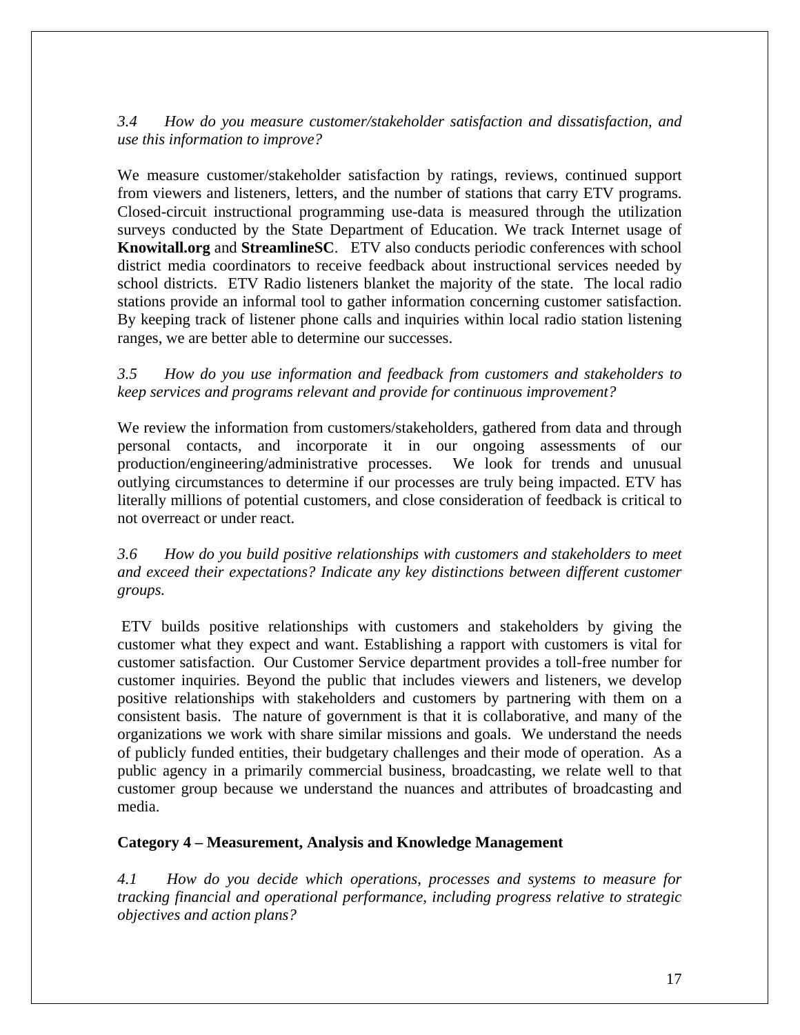*3.4 How do you measure customer/stakeholder satisfaction and dissatisfaction, and use this information to improve?*

We measure customer/stakeholder satisfaction by ratings, reviews, continued support from viewers and listeners, letters, and the number of stations that carry ETV programs. Closed-circuit instructional programming use-data is measured through the utilization surveys conducted by the State Department of Education. We track Internet usage of **Knowitall.org** and **StreamlineSC**. ETV also conducts periodic conferences with school district media coordinators to receive feedback about instructional services needed by school districts. ETV Radio listeners blanket the majority of the state. The local radio stations provide an informal tool to gather information concerning customer satisfaction. By keeping track of listener phone calls and inquiries within local radio station listening ranges, we are better able to determine our successes.

*3.5 How do you use information and feedback from customers and stakeholders to keep services and programs relevant and provide for continuous improvement?*

We review the information from customers/stakeholders, gathered from data and through personal contacts, and incorporate it in our ongoing assessments of our production/engineering/administrative processes. We look for trends and unusual outlying circumstances to determine if our processes are truly being impacted. ETV has literally millions of potential customers, and close consideration of feedback is critical to not overreact or under react.

*3.6 How do you build positive relationships with customers and stakeholders to meet and exceed their expectations? Indicate any key distinctions between different customer groups.*

ETV builds positive relationships with customers and stakeholders by giving the customer what they expect and want. Establishing a rapport with customers is vital for customer satisfaction. Our Customer Service department provides a toll-free number for customer inquiries. Beyond the public that includes viewers and listeners, we develop positive relationships with stakeholders and customers by partnering with them on a consistent basis. The nature of government is that it is collaborative, and many of the organizations we work with share similar missions and goals. We understand the needs of publicly funded entities, their budgetary challenges and their mode of operation. As a public agency in a primarily commercial business, broadcasting, we relate well to that customer group because we understand the nuances and attributes of broadcasting and media.

**Category 4 – Measurement, Analysis and Knowledge Management**

*4.1 How do you decide which operations, processes and systems to measure for tracking financial and operational performance, including progress relative to strategic objectives and action plans?*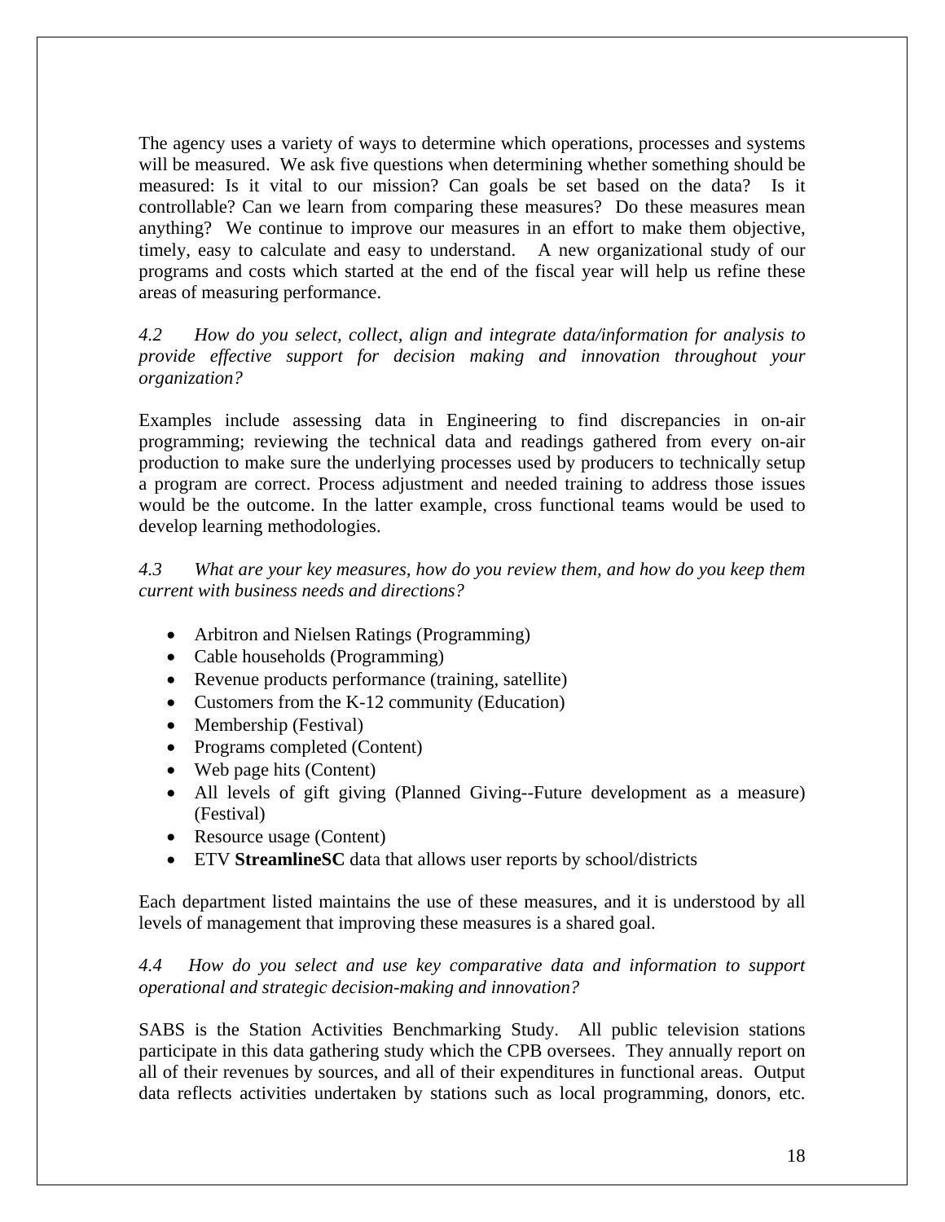The agency uses a variety of ways to determine which operations, processes and systems will be measured. We ask five questions when determining whether something should be measured: Is it vital to our mission? Can goals be set based on the data? Is it controllable? Can we learn from comparing these measures? Do these measures mean anything? We continue to improve our measures in an effort to make them objective, timely, easy to calculate and easy to understand. A new organizational study of our programs and costs which started at the end of the fiscal year will help us refine these areas of measuring performance.

*4.2 How do you select, collect, align and integrate data/information for analysis to provide effective support for decision making and innovation throughout your organization?*

Examples include assessing data in Engineering to find discrepancies in on-air programming; reviewing the technical data and readings gathered from every on-air production to make sure the underlying processes used by producers to technically setup a program are correct. Process adjustment and needed training to address those issues would be the outcome. In the latter example, cross functional teams would be used to develop learning methodologies.

*4.3 What are your key measures, how do you review them, and how do you keep them current with business needs and directions?*

- Arbitron and Nielsen Ratings (Programming)
- Cable households (Programming)
- Revenue products performance (training, satellite)
- Customers from the K-12 community (Education)
- Membership (Festival)
- Programs completed (Content)
- Web page hits (Content)
- All levels of gift giving (Planned Giving--Future development as a measure) (Festival)
- Resource usage (Content)
- ETV **StreamlineSC** data that allows user reports by school/districts

Each department listed maintains the use of these measures, and it is understood by all levels of management that improving these measures is a shared goal.

*4.4 How do you select and use key comparative data and information to support operational and strategic decision-making and innovation?*

SABS is the Station Activities Benchmarking Study. All public television stations participate in this data gathering study which the CPB oversees. They annually report on all of their revenues by sources, and all of their expenditures in functional areas. Output data reflects activities undertaken by stations such as local programming, donors, etc.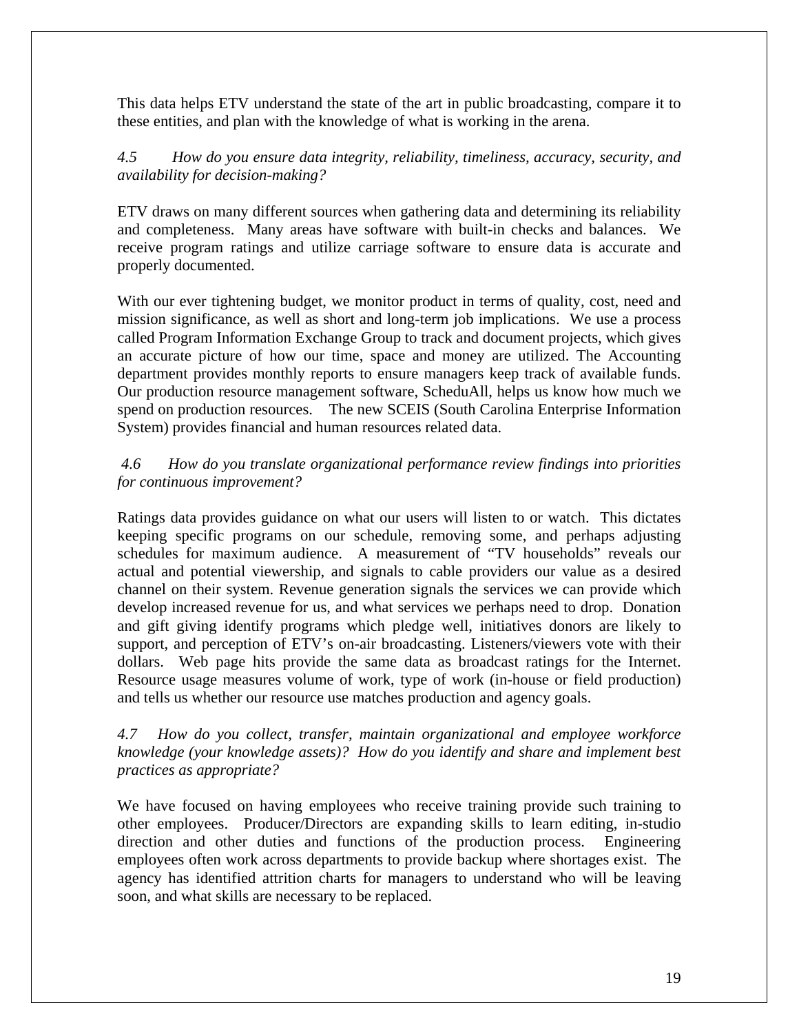This data helps ETV understand the state of the art in public broadcasting, compare it to these entities, and plan with the knowledge of what is working in the arena.

*4.5 How do you ensure data integrity, reliability, timeliness, accuracy, security, and availability for decision-making?*

ETV draws on many different sources when gathering data and determining its reliability and completeness. Many areas have software with built-in checks and balances. We receive program ratings and utilize carriage software to ensure data is accurate and properly documented.

With our ever tightening budget, we monitor product in terms of quality, cost, need and mission significance, as well as short and long-term job implications. We use a process called Program Information Exchange Group to track and document projects, which gives an accurate picture of how our time, space and money are utilized. The Accounting department provides monthly reports to ensure managers keep track of available funds. Our production resource management software, ScheduAll, helps us know how much we spend on production resources. The new SCEIS (South Carolina Enterprise Information System) provides financial and human resources related data.

*4.6 How do you translate organizational performance review findings into priorities for continuous improvement?*

Ratings data provides guidance on what our users will listen to or watch. This dictates keeping specific programs on our schedule, removing some, and perhaps adjusting schedules for maximum audience. A measurement of "TV households" reveals our actual and potential viewership, and signals to cable providers our value as a desired channel on their system. Revenue generation signals the services we can provide which develop increased revenue for us, and what services we perhaps need to drop. Donation and gift giving identify programs which pledge well, initiatives donors are likely to support, and perception of ETV's on-air broadcasting. Listeners/viewers vote with their dollars. Web page hits provide the same data as broadcast ratings for the Internet. Resource usage measures volume of work, type of work (in-house or field production) and tells us whether our resource use matches production and agency goals.

*4.7 How do you collect, transfer, maintain organizational and employee workforce knowledge (your knowledge assets)? How do you identify and share and implement best practices as appropriate?*

We have focused on having employees who receive training provide such training to other employees. Producer/Directors are expanding skills to learn editing, in-studio direction and other duties and functions of the production process. Engineering employees often work across departments to provide backup where shortages exist. The agency has identified attrition charts for managers to understand who will be leaving soon, and what skills are necessary to be replaced.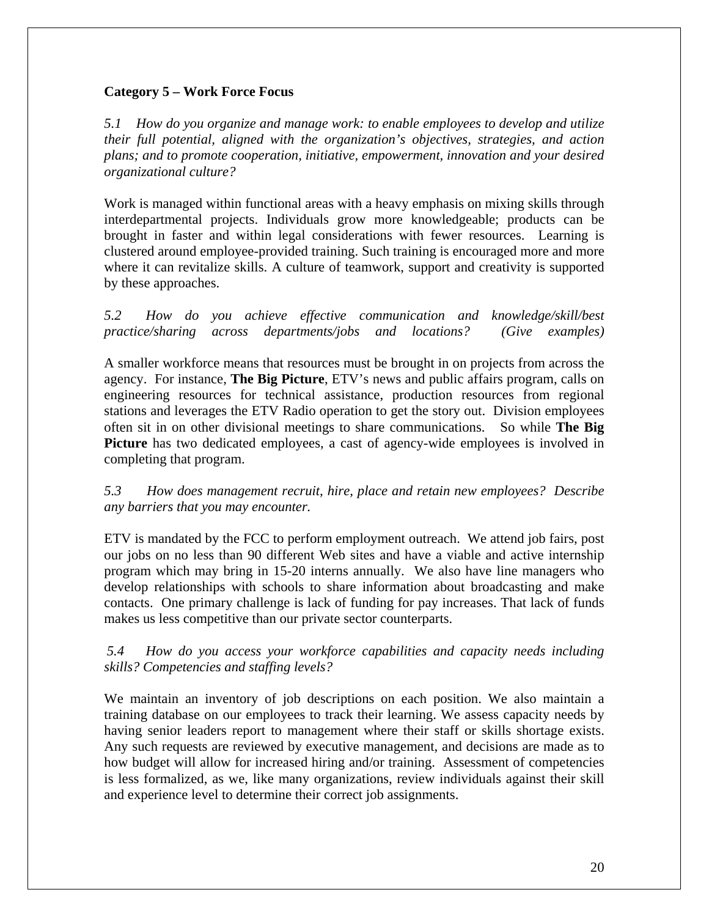**Category 5 – Work Force Focus**

*5.1 How do you organize and manage work: to enable employees to develop and utilize their full potential, aligned with the organization's objectives, strategies, and action plans; and to promote cooperation, initiative, empowerment, innovation and your desired organizational culture?*

Work is managed within functional areas with a heavy emphasis on mixing skills through interdepartmental projects. Individuals grow more knowledgeable; products can be brought in faster and within legal considerations with fewer resources. Learning is clustered around employee-provided training. Such training is encouraged more and more where it can revitalize skills. A culture of teamwork, support and creativity is supported by these approaches.

*5.2 How do you achieve effective communication and knowledge/skill/best practice/sharing across departments/jobs and locations? (Give examples)*

A smaller workforce means that resources must be brought in on projects from across the agency. For instance, **The Big Picture**, ETV's news and public affairs program, calls on engineering resources for technical assistance, production resources from regional stations and leverages the ETV Radio operation to get the story out. Division employees often sit in on other divisional meetings to share communications. So while **The Big Picture** has two dedicated employees, a cast of agency-wide employees is involved in completing that program.

*5.3 How does management recruit, hire, place and retain new employees? Describe any barriers that you may encounter.*

ETV is mandated by the FCC to perform employment outreach. We attend job fairs, post our jobs on no less than 90 different Web sites and have a viable and active internship program which may bring in 15-20 interns annually. We also have line managers who develop relationships with schools to share information about broadcasting and make contacts. One primary challenge is lack of funding for pay increases. That lack of funds makes us less competitive than our private sector counterparts.

*5.4 How do you access your workforce capabilities and capacity needs including skills? Competencies and staffing levels?*

We maintain an inventory of job descriptions on each position. We also maintain a training database on our employees to track their learning. We assess capacity needs by having senior leaders report to management where their staff or skills shortage exists. Any such requests are reviewed by executive management, and decisions are made as to how budget will allow for increased hiring and/or training. Assessment of competencies is less formalized, as we, like many organizations, review individuals against their skill and experience level to determine their correct job assignments.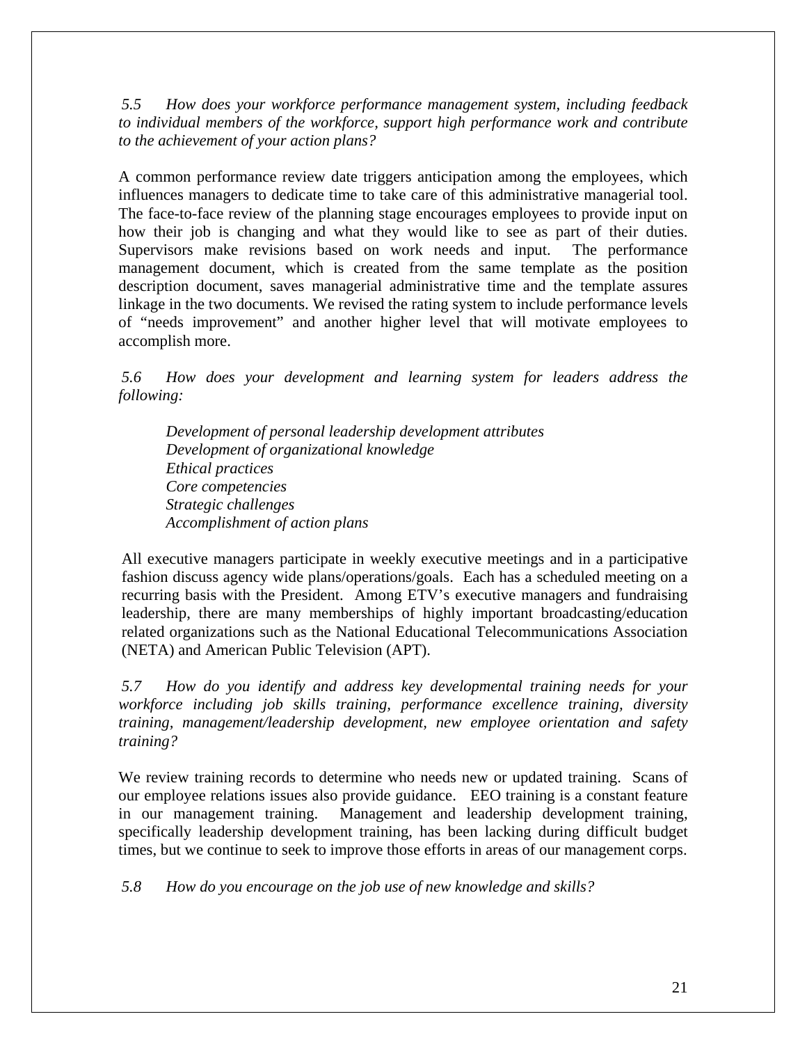*5.5 How does your workforce performance management system, including feedback to individual members of the workforce, support high performance work and contribute to the achievement of your action plans?*

A common performance review date triggers anticipation among the employees, which influences managers to dedicate time to take care of this administrative managerial tool. The face-to-face review of the planning stage encourages employees to provide input on how their job is changing and what they would like to see as part of their duties. Supervisors make revisions based on work needs and input. The performance management document, which is created from the same template as the position description document, saves managerial administrative time and the template assures linkage in the two documents. We revised the rating system to include performance levels of "needs improvement" and another higher level that will motivate employees to accomplish more.

*5.6 How does your development and learning system for leaders address the following:*

*Development of personal leadership development attributes*
*Development of organizational knowledge*
*Ethical practices*
*Core competencies*
*Strategic challenges*
*Accomplishment of action plans*

All executive managers participate in weekly executive meetings and in a participative fashion discuss agency wide plans/operations/goals. Each has a scheduled meeting on a recurring basis with the President. Among ETV's executive managers and fundraising leadership, there are many memberships of highly important broadcasting/education related organizations such as the National Educational Telecommunications Association (NETA) and American Public Television (APT).

*5.7 How do you identify and address key developmental training needs for your workforce including job skills training, performance excellence training, diversity training, management/leadership development, new employee orientation and safety training?*

We review training records to determine who needs new or updated training. Scans of our employee relations issues also provide guidance. EEO training is a constant feature in our management training. Management and leadership development training, specifically leadership development training, has been lacking during difficult budget times, but we continue to seek to improve those efforts in areas of our management corps.

*5.8 How do you encourage on the job use of new knowledge and skills?*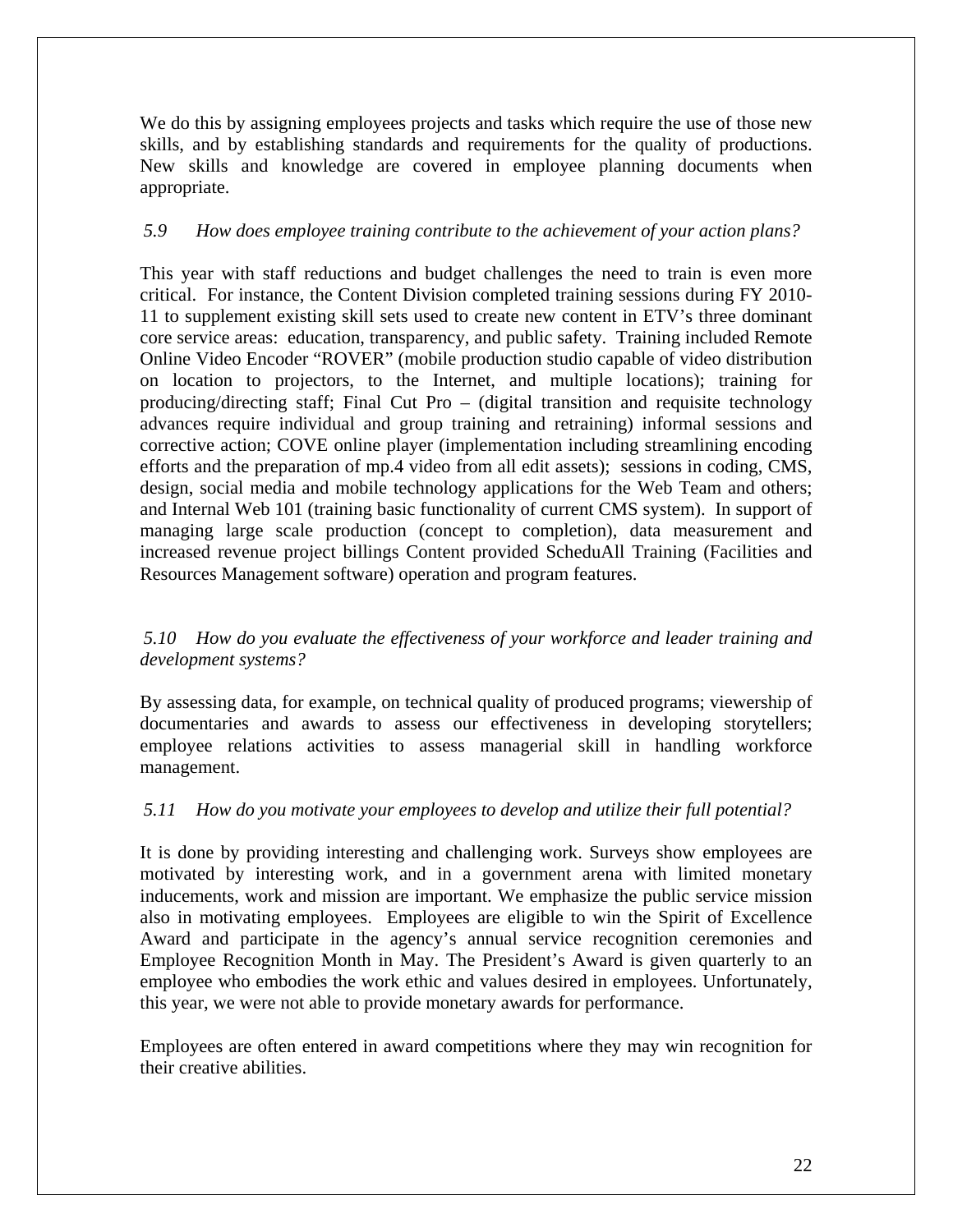We do this by assigning employees projects and tasks which require the use of those new skills, and by establishing standards and requirements for the quality of productions. New skills and knowledge are covered in employee planning documents when appropriate.

*5.9 How does employee training contribute to the achievement of your action plans?*

This year with staff reductions and budget challenges the need to train is even more critical. For instance, the Content Division completed training sessions during FY 2010-11 to supplement existing skill sets used to create new content in ETV's three dominant core service areas: education, transparency, and public safety. Training included Remote Online Video Encoder "ROVER" (mobile production studio capable of video distribution on location to projectors, to the Internet, and multiple locations); training for producing/directing staff; Final Cut Pro – (digital transition and requisite technology advances require individual and group training and retraining) informal sessions and corrective action; COVE online player (implementation including streamlining encoding efforts and the preparation of mp.4 video from all edit assets); sessions in coding, CMS, design, social media and mobile technology applications for the Web Team and others; and Internal Web 101 (training basic functionality of current CMS system). In support of managing large scale production (concept to completion), data measurement and increased revenue project billings Content provided ScheduAll Training (Facilities and Resources Management software) operation and program features.

*5.10 How do you evaluate the effectiveness of your workforce and leader training and development systems?*

By assessing data, for example, on technical quality of produced programs; viewership of documentaries and awards to assess our effectiveness in developing storytellers; employee relations activities to assess managerial skill in handling workforce management.

*5.11 How do you motivate your employees to develop and utilize their full potential?*

It is done by providing interesting and challenging work. Surveys show employees are motivated by interesting work, and in a government arena with limited monetary inducements, work and mission are important. We emphasize the public service mission also in motivating employees. Employees are eligible to win the Spirit of Excellence Award and participate in the agency's annual service recognition ceremonies and Employee Recognition Month in May. The President's Award is given quarterly to an employee who embodies the work ethic and values desired in employees. Unfortunately, this year, we were not able to provide monetary awards for performance.

Employees are often entered in award competitions where they may win recognition for their creative abilities.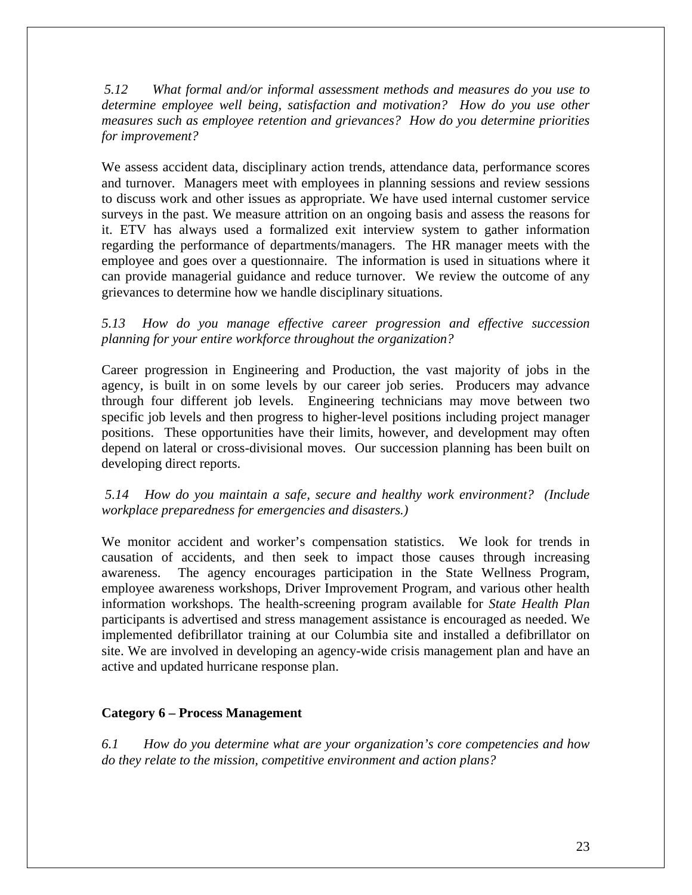*5.12 What formal and/or informal assessment methods and measures do you use to determine employee well being, satisfaction and motivation? How do you use other measures such as employee retention and grievances? How do you determine priorities for improvement?*

We assess accident data, disciplinary action trends, attendance data, performance scores and turnover. Managers meet with employees in planning sessions and review sessions to discuss work and other issues as appropriate. We have used internal customer service surveys in the past. We measure attrition on an ongoing basis and assess the reasons for it. ETV has always used a formalized exit interview system to gather information regarding the performance of departments/managers. The HR manager meets with the employee and goes over a questionnaire. The information is used in situations where it can provide managerial guidance and reduce turnover. We review the outcome of any grievances to determine how we handle disciplinary situations.

*5.13 How do you manage effective career progression and effective succession planning for your entire workforce throughout the organization?*

Career progression in Engineering and Production, the vast majority of jobs in the agency, is built in on some levels by our career job series. Producers may advance through four different job levels. Engineering technicians may move between two specific job levels and then progress to higher-level positions including project manager positions. These opportunities have their limits, however, and development may often depend on lateral or cross-divisional moves. Our succession planning has been built on developing direct reports.

*5.14 How do you maintain a safe, secure and healthy work environment? (Include workplace preparedness for emergencies and disasters.)*

We monitor accident and worker's compensation statistics. We look for trends in causation of accidents, and then seek to impact those causes through increasing awareness. The agency encourages participation in the State Wellness Program, employee awareness workshops, Driver Improvement Program, and various other health information workshops. The health-screening program available for *State Health Plan* participants is advertised and stress management assistance is encouraged as needed. We implemented defibrillator training at our Columbia site and installed a defibrillator on site. We are involved in developing an agency-wide crisis management plan and have an active and updated hurricane response plan.

## Category 6 – Process Management

*6.1 How do you determine what are your organization's core competencies and how do they relate to the mission, competitive environment and action plans?*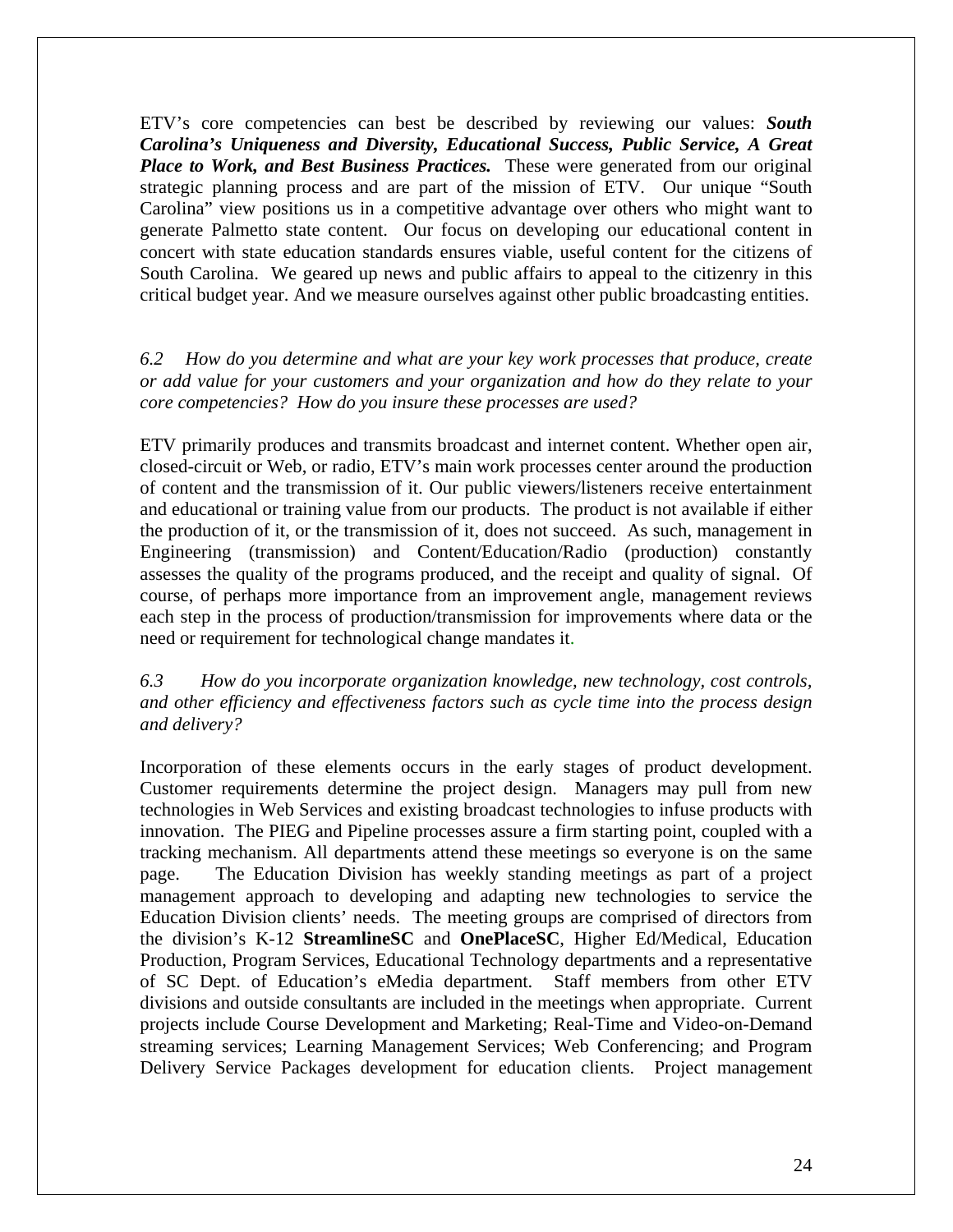ETV's core competencies can best be described by reviewing our values: ***South Carolina's Uniqueness and Diversity, Educational Success, Public Service, A Great Place to Work, and Best Business Practices.*** These were generated from our original strategic planning process and are part of the mission of ETV. Our unique "South Carolina" view positions us in a competitive advantage over others who might want to generate Palmetto state content. Our focus on developing our educational content in concert with state education standards ensures viable, useful content for the citizens of South Carolina. We geared up news and public affairs to appeal to the citizenry in this critical budget year. And we measure ourselves against other public broadcasting entities.

*6.2 How do you determine and what are your key work processes that produce, create or add value for your customers and your organization and how do they relate to your core competencies? How do you insure these processes are used?*

ETV primarily produces and transmits broadcast and internet content. Whether open air, closed-circuit or Web, or radio, ETV's main work processes center around the production of content and the transmission of it. Our public viewers/listeners receive entertainment and educational or training value from our products. The product is not available if either the production of it, or the transmission of it, does not succeed. As such, management in Engineering (transmission) and Content/Education/Radio (production) constantly assesses the quality of the programs produced, and the receipt and quality of signal. Of course, of perhaps more importance from an improvement angle, management reviews each step in the process of production/transmission for improvements where data or the need or requirement for technological change mandates it.

*6.3 How do you incorporate organization knowledge, new technology, cost controls, and other efficiency and effectiveness factors such as cycle time into the process design and delivery?*

Incorporation of these elements occurs in the early stages of product development. Customer requirements determine the project design. Managers may pull from new technologies in Web Services and existing broadcast technologies to infuse products with innovation. The PIEG and Pipeline processes assure a firm starting point, coupled with a tracking mechanism. All departments attend these meetings so everyone is on the same page. The Education Division has weekly standing meetings as part of a project management approach to developing and adapting new technologies to service the Education Division clients' needs. The meeting groups are comprised of directors from the division's K-12 **StreamlineSC** and **OnePlaceSC**, Higher Ed/Medical, Education Production, Program Services, Educational Technology departments and a representative of SC Dept. of Education's eMedia department. Staff members from other ETV divisions and outside consultants are included in the meetings when appropriate. Current projects include Course Development and Marketing; Real-Time and Video-on-Demand streaming services; Learning Management Services; Web Conferencing; and Program Delivery Service Packages development for education clients. Project management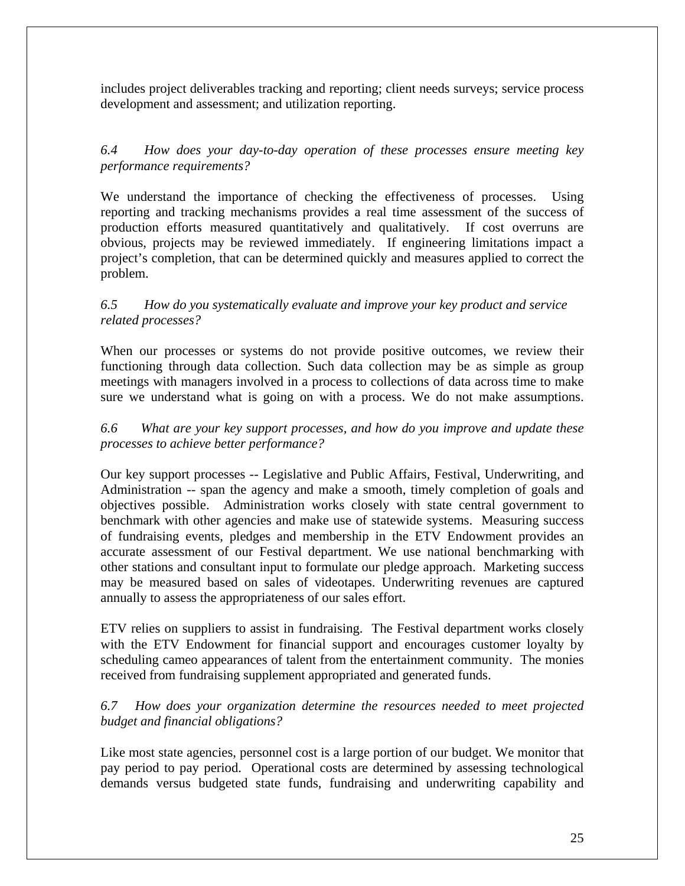includes project deliverables tracking and reporting; client needs surveys; service process development and assessment; and utilization reporting.

*6.4 How does your day-to-day operation of these processes ensure meeting key performance requirements?*

We understand the importance of checking the effectiveness of processes. Using reporting and tracking mechanisms provides a real time assessment of the success of production efforts measured quantitatively and qualitatively. If cost overruns are obvious, projects may be reviewed immediately. If engineering limitations impact a project's completion, that can be determined quickly and measures applied to correct the problem.

*6.5 How do you systematically evaluate and improve your key product and service related processes?*

When our processes or systems do not provide positive outcomes, we review their functioning through data collection. Such data collection may be as simple as group meetings with managers involved in a process to collections of data across time to make sure we understand what is going on with a process. We do not make assumptions.

*6.6 What are your key support processes, and how do you improve and update these processes to achieve better performance?*

Our key support processes -- Legislative and Public Affairs, Festival, Underwriting, and Administration -- span the agency and make a smooth, timely completion of goals and objectives possible. Administration works closely with state central government to benchmark with other agencies and make use of statewide systems. Measuring success of fundraising events, pledges and membership in the ETV Endowment provides an accurate assessment of our Festival department. We use national benchmarking with other stations and consultant input to formulate our pledge approach. Marketing success may be measured based on sales of videotapes. Underwriting revenues are captured annually to assess the appropriateness of our sales effort.

ETV relies on suppliers to assist in fundraising. The Festival department works closely with the ETV Endowment for financial support and encourages customer loyalty by scheduling cameo appearances of talent from the entertainment community. The monies received from fundraising supplement appropriated and generated funds.

*6.7 How does your organization determine the resources needed to meet projected budget and financial obligations?*

Like most state agencies, personnel cost is a large portion of our budget. We monitor that pay period to pay period. Operational costs are determined by assessing technological demands versus budgeted state funds, fundraising and underwriting capability and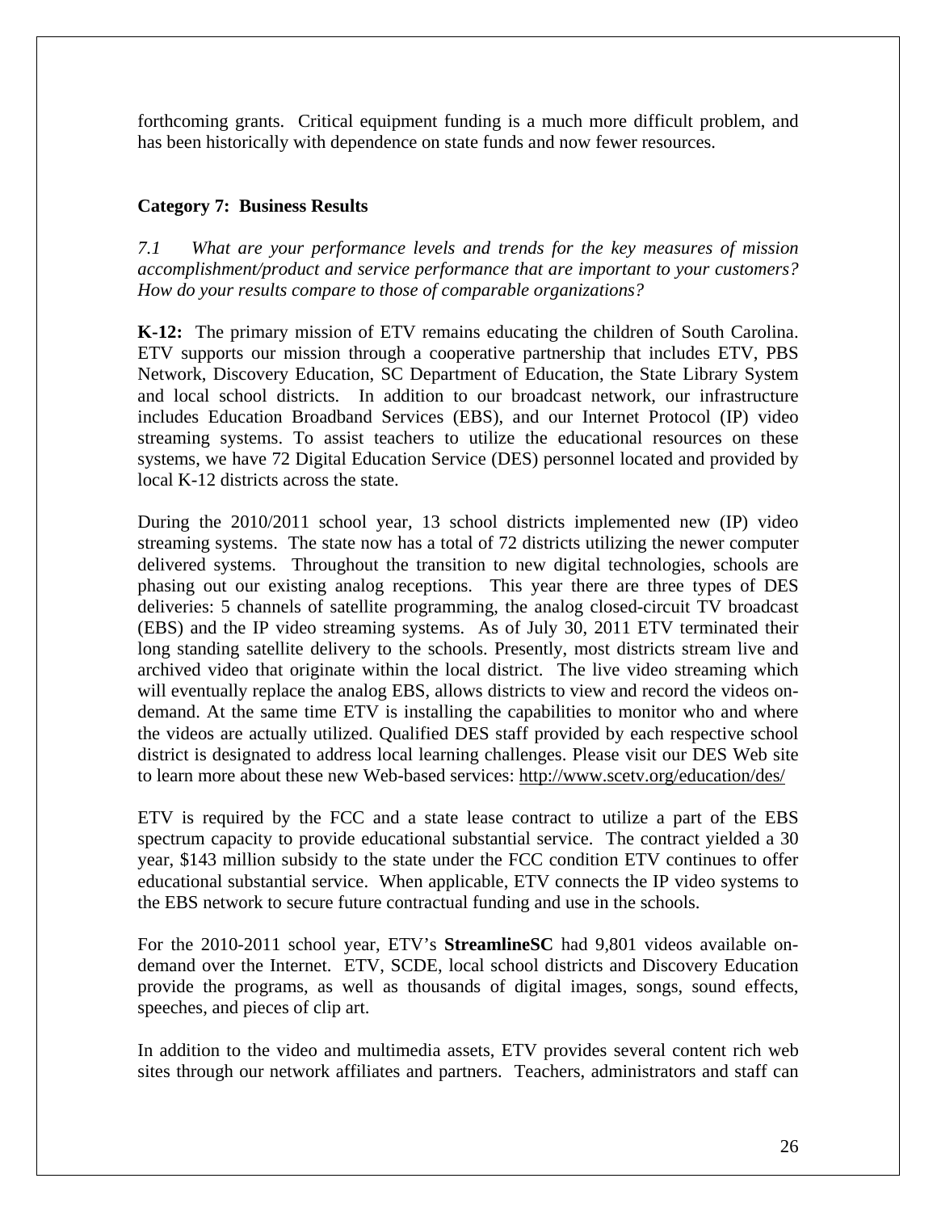forthcoming grants. Critical equipment funding is a much more difficult problem, and has been historically with dependence on state funds and now fewer resources.

**Category 7: Business Results**

*7.1 What are your performance levels and trends for the key measures of mission accomplishment/product and service performance that are important to your customers? How do your results compare to those of comparable organizations?*

**K-12:** The primary mission of ETV remains educating the children of South Carolina. ETV supports our mission through a cooperative partnership that includes ETV, PBS Network, Discovery Education, SC Department of Education, the State Library System and local school districts. In addition to our broadcast network, our infrastructure includes Education Broadband Services (EBS), and our Internet Protocol (IP) video streaming systems. To assist teachers to utilize the educational resources on these systems, we have 72 Digital Education Service (DES) personnel located and provided by local K-12 districts across the state.

During the 2010/2011 school year, 13 school districts implemented new (IP) video streaming systems. The state now has a total of 72 districts utilizing the newer computer delivered systems. Throughout the transition to new digital technologies, schools are phasing out our existing analog receptions. This year there are three types of DES deliveries: 5 channels of satellite programming, the analog closed-circuit TV broadcast (EBS) and the IP video streaming systems. As of July 30, 2011 ETV terminated their long standing satellite delivery to the schools. Presently, most districts stream live and archived video that originate within the local district. The live video streaming which will eventually replace the analog EBS, allows districts to view and record the videos on-demand. At the same time ETV is installing the capabilities to monitor who and where the videos are actually utilized. Qualified DES staff provided by each respective school district is designated to address local learning challenges. Please visit our DES Web site to learn more about these new Web-based services: http://www.scetv.org/education/des/

ETV is required by the FCC and a state lease contract to utilize a part of the EBS spectrum capacity to provide educational substantial service. The contract yielded a 30 year, $143 million subsidy to the state under the FCC condition ETV continues to offer educational substantial service. When applicable, ETV connects the IP video systems to the EBS network to secure future contractual funding and use in the schools.

For the 2010-2011 school year, ETV's **StreamlineSC** had 9,801 videos available on-demand over the Internet. ETV, SCDE, local school districts and Discovery Education provide the programs, as well as thousands of digital images, songs, sound effects, speeches, and pieces of clip art.

In addition to the video and multimedia assets, ETV provides several content rich web sites through our network affiliates and partners. Teachers, administrators and staff can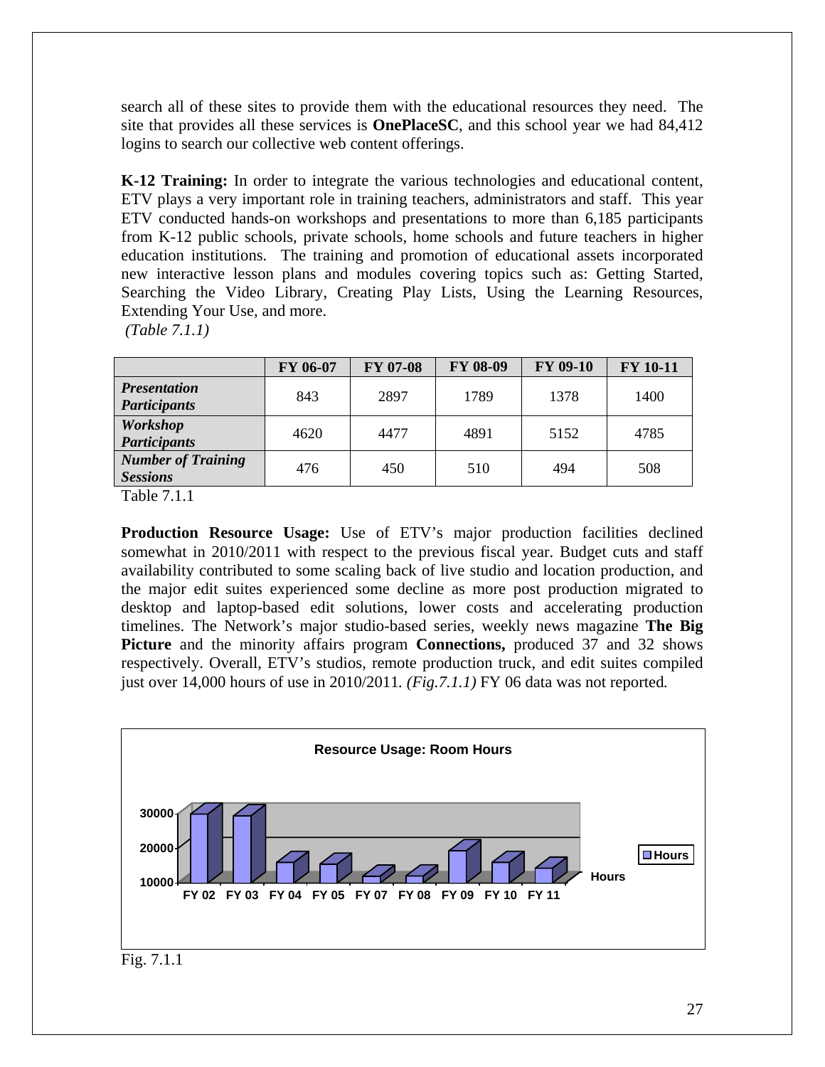search all of these sites to provide them with the educational resources they need. The site that provides all these services is **OnePlaceSC**, and this school year we had 84,412 logins to search our collective web content offerings.

**K-12 Training:** In order to integrate the various technologies and educational content, ETV plays a very important role in training teachers, administrators and staff. This year ETV conducted hands-on workshops and presentations to more than 6,185 participants from K-12 public schools, private schools, home schools and future teachers in higher education institutions. The training and promotion of educational assets incorporated new interactive lesson plans and modules covering topics such as: Getting Started, Searching the Video Library, Creating Play Lists, Using the Learning Resources, Extending Your Use, and more.
*(Table 7.1.1)*

| | FY 06-07 | FY 07-08 | FY 08-09 | FY 09-10 | FY 10-11 |
|---|---|---|---|---|---|
| ***Presentation Participants*** | 843 | 2897 | 1789 | 1378 | 1400 |
| ***Workshop Participants*** | 4620 | 4477 | 4891 | 5152 | 4785 |
| ***Number of Training Sessions*** | 476 | 450 | 510 | 494 | 508 |

Table 7.1.1

**Production Resource Usage:** Use of ETV's major production facilities declined somewhat in 2010/2011 with respect to the previous fiscal year. Budget cuts and staff availability contributed to some scaling back of live studio and location production, and the major edit suites experienced some decline as more post production migrated to desktop and laptop-based edit solutions, lower costs and accelerating production timelines. The Network's major studio-based series, weekly news magazine **The Big Picture** and the minority affairs program **Connections,** produced 37 and 32 shows respectively. Overall, ETV's studios, remote production truck, and edit suites compiled just over 14,000 hours of use in 2010/2011. *(Fig.7.1.1)* FY 06 data was not reported.

**Resource Usage: Room Hours**

Chart: y-axis values 10000, 20000, 30000; x-axis FY 02, FY 03, FY 04, FY 05, FY 07, FY 08, FY 09, FY 10, FY 11; legend: Hours

Fig. 7.1.1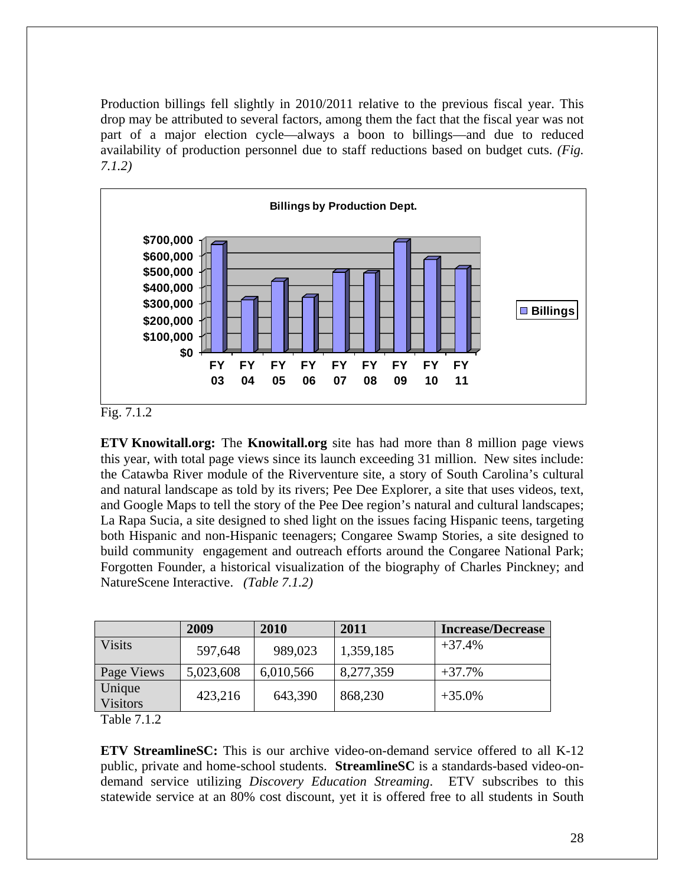Production billings fell slightly in 2010/2011 relative to the previous fiscal year. This drop may be attributed to several factors, among them the fact that the fiscal year was not part of a major election cycle—always a boon to billings—and due to reduced availability of production personnel due to staff reductions based on budget cuts. *(Fig. 7.1.2)*

Fig. 7.1.2

**ETV Knowitall.org:** The **Knowitall.org** site has had more than 8 million page views this year, with total page views since its launch exceeding 31 million. New sites include: the Catawba River module of the Riverventure site, a story of South Carolina's cultural and natural landscape as told by its rivers; Pee Dee Explorer, a site that uses videos, text, and Google Maps to tell the story of the Pee Dee region's natural and cultural landscapes; La Rapa Sucia, a site designed to shed light on the issues facing Hispanic teens, targeting both Hispanic and non-Hispanic teenagers; Congaree Swamp Stories, a site designed to build community engagement and outreach efforts around the Congaree National Park; Forgotten Founder, a historical visualization of the biography of Charles Pinckney; and NatureScene Interactive. *(Table 7.1.2)*

| | 2009 | 2010 | 2011 | Increase/Decrease |
|---|---|---|---|---|
| Visits | 597,648 | 989,023 | 1,359,185 | +37.4% |
| Page Views | 5,023,608 | 6,010,566 | 8,277,359 | +37.7% |
| Unique Visitors | 423,216 | 643,390 | 868,230 | +35.0% |

Table 7.1.2

**ETV StreamlineSC:** This is our archive video-on-demand service offered to all K-12 public, private and home-school students. **StreamlineSC** is a standards-based video-on-demand service utilizing *Discovery Education Streaming*. ETV subscribes to this statewide service at an 80% cost discount, yet it is offered free to all students in South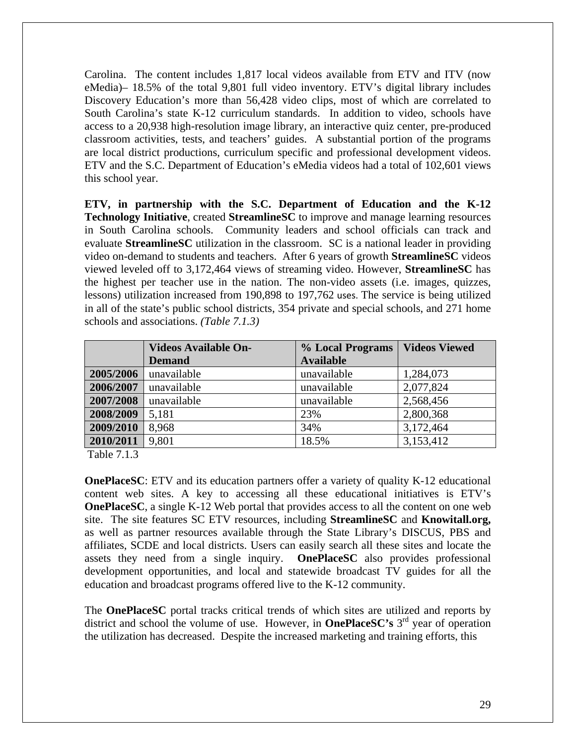Carolina.  The content includes 1,817 local videos available from ETV and ITV (now eMedia)– 18.5% of the total 9,801 full video inventory. ETV's digital library includes Discovery Education's more than 56,428 video clips, most of which are correlated to South Carolina's state K-12 curriculum standards.  In addition to video, schools have access to a 20,938 high-resolution image library, an interactive quiz center, pre-produced classroom activities, tests, and teachers' guides.  A substantial portion of the programs are local district productions, curriculum specific and professional development videos. ETV and the S.C. Department of Education's eMedia videos had a total of 102,601 views this school year.

**ETV, in partnership with the S.C. Department of Education and the K-12 Technology Initiative**, created **StreamlineSC** to improve and manage learning resources in South Carolina schools.  Community leaders and school officials can track and evaluate **StreamlineSC** utilization in the classroom.  SC is a national leader in providing video on-demand to students and teachers.  After 6 years of growth **StreamlineSC** videos viewed leveled off to 3,172,464 views of streaming video. However, **StreamlineSC** has the highest per teacher use in the nation. The non-video assets (i.e. images, quizzes, lessons) utilization increased from 190,898 to 197,762 uses. The service is being utilized in all of the state's public school districts, 354 private and special schools, and 271 home schools and associations. *(Table 7.1.3)*

| | Videos Available On-Demand | % Local Programs Available | Videos Viewed |
|---|---|---|---|
| **2005/2006** | unavailable | unavailable | 1,284,073 |
| **2006/2007** | unavailable | unavailable | 2,077,824 |
| **2007/2008** | unavailable | unavailable | 2,568,456 |
| **2008/2009** | 5,181 | 23% | 2,800,368 |
| **2009/2010** | 8,968 | 34% | 3,172,464 |
| **2010/2011** | 9,801 | 18.5% | 3,153,412 |

Table 7.1.3

**OnePlaceSC**: ETV and its education partners offer a variety of quality K-12 educational content web sites. A key to accessing all these educational initiatives is ETV's **OnePlaceSC**, a single K-12 Web portal that provides access to all the content on one web site.  The site features SC ETV resources, including **StreamlineSC** and **Knowitall.org,** as well as partner resources available through the State Library's DISCUS, PBS and affiliates, SCDE and local districts. Users can easily search all these sites and locate the assets they need from a single inquiry.  **OnePlaceSC** also provides professional development opportunities, and local and statewide broadcast TV guides for all the education and broadcast programs offered live to the K-12 community.

The **OnePlaceSC** portal tracks critical trends of which sites are utilized and reports by district and school the volume of use.  However, in **OnePlaceSC's** 3rd year of operation the utilization has decreased.  Despite the increased marketing and training efforts, this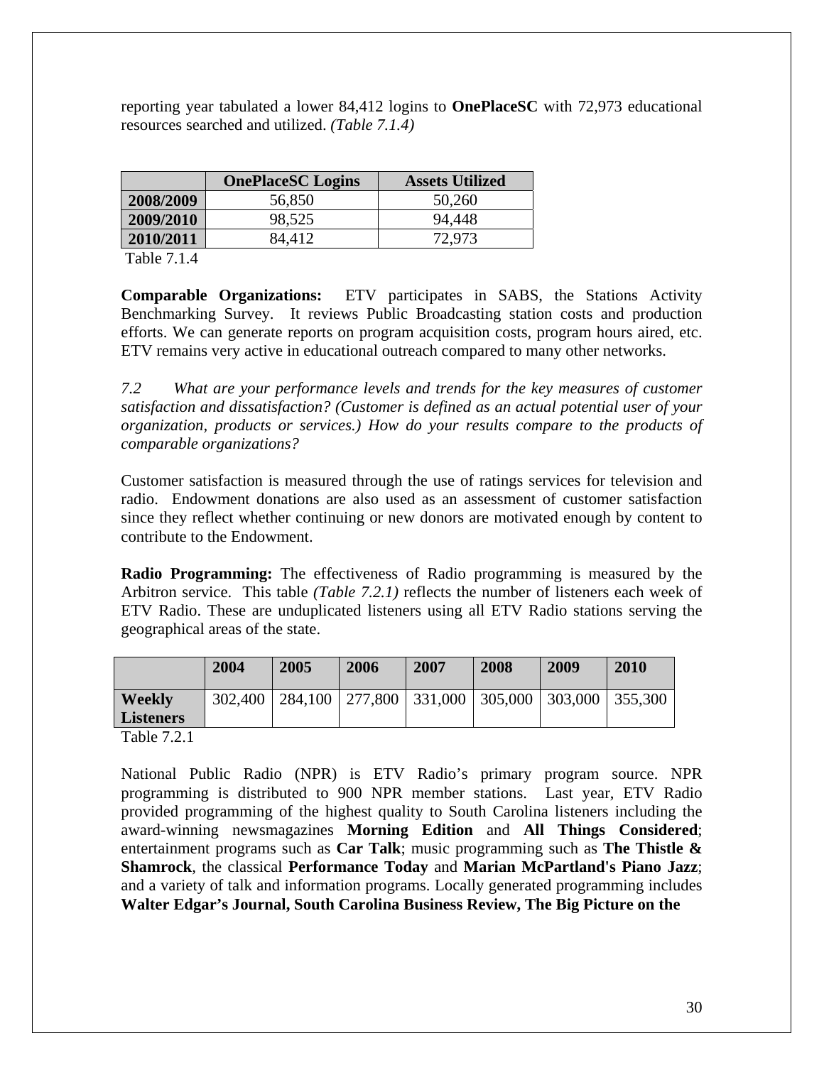reporting year tabulated a lower 84,412 logins to **OnePlaceSC** with 72,973 educational resources searched and utilized. *(Table 7.1.4)*

| | **OnePlaceSC Logins** | **Assets Utilized** |
|---|---|---|
| **2008/2009** | 56,850 | 50,260 |
| **2009/2010** | 98,525 | 94,448 |
| **2010/2011** | 84,412 | 72,973 |

Table 7.1.4

**Comparable Organizations:** ETV participates in SABS, the Stations Activity Benchmarking Survey. It reviews Public Broadcasting station costs and production efforts. We can generate reports on program acquisition costs, program hours aired, etc. ETV remains very active in educational outreach compared to many other networks.

*7.2 What are your performance levels and trends for the key measures of customer satisfaction and dissatisfaction? (Customer is defined as an actual potential user of your organization, products or services.) How do your results compare to the products of comparable organizations?*

Customer satisfaction is measured through the use of ratings services for television and radio. Endowment donations are also used as an assessment of customer satisfaction since they reflect whether continuing or new donors are motivated enough by content to contribute to the Endowment.

**Radio Programming:** The effectiveness of Radio programming is measured by the Arbitron service. This table *(Table 7.2.1)* reflects the number of listeners each week of ETV Radio. These are unduplicated listeners using all ETV Radio stations serving the geographical areas of the state.

| | **2004** | **2005** | **2006** | **2007** | **2008** | **2009** | **2010** |
|---|---|---|---|---|---|---|---|
| **Weekly Listeners** | 302,400 | 284,100 | 277,800 | 331,000 | 305,000 | 303,000 | 355,300 |

Table 7.2.1

National Public Radio (NPR) is ETV Radio's primary program source. NPR programming is distributed to 900 NPR member stations. Last year, ETV Radio provided programming of the highest quality to South Carolina listeners including the award-winning newsmagazines **Morning Edition** and **All Things Considered**; entertainment programs such as **Car Talk**; music programming such as **The Thistle & Shamrock**, the classical **Performance Today** and **Marian McPartland's Piano Jazz**; and a variety of talk and information programs. Locally generated programming includes **Walter Edgar's Journal, South Carolina Business Review, The Big Picture on the**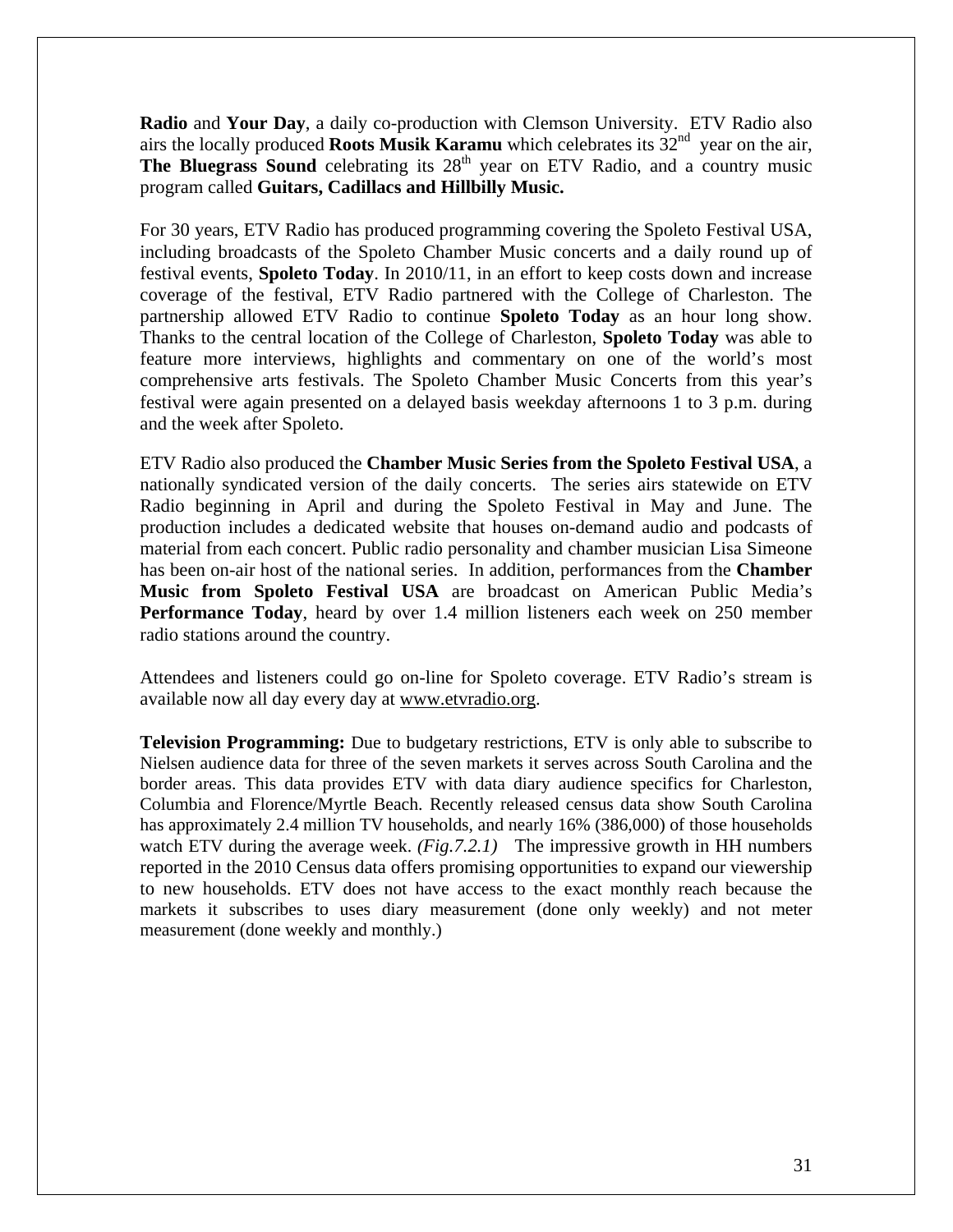**Radio** and **Your Day**, a daily co-production with Clemson University. ETV Radio also airs the locally produced **Roots Musik Karamu** which celebrates its 32nd year on the air, **The Bluegrass Sound** celebrating its 28th year on ETV Radio, and a country music program called **Guitars, Cadillacs and Hillbilly Music.**

For 30 years, ETV Radio has produced programming covering the Spoleto Festival USA, including broadcasts of the Spoleto Chamber Music concerts and a daily round up of festival events, **Spoleto Today**. In 2010/11, in an effort to keep costs down and increase coverage of the festival, ETV Radio partnered with the College of Charleston. The partnership allowed ETV Radio to continue **Spoleto Today** as an hour long show. Thanks to the central location of the College of Charleston, **Spoleto Today** was able to feature more interviews, highlights and commentary on one of the world's most comprehensive arts festivals. The Spoleto Chamber Music Concerts from this year's festival were again presented on a delayed basis weekday afternoons 1 to 3 p.m. during and the week after Spoleto.

ETV Radio also produced the **Chamber Music Series from the Spoleto Festival USA**, a nationally syndicated version of the daily concerts. The series airs statewide on ETV Radio beginning in April and during the Spoleto Festival in May and June. The production includes a dedicated website that houses on-demand audio and podcasts of material from each concert. Public radio personality and chamber musician Lisa Simeone has been on-air host of the national series. In addition, performances from the **Chamber Music from Spoleto Festival USA** are broadcast on American Public Media's **Performance Today**, heard by over 1.4 million listeners each week on 250 member radio stations around the country.

Attendees and listeners could go on-line for Spoleto coverage. ETV Radio's stream is available now all day every day at www.etvradio.org.

**Television Programming:** Due to budgetary restrictions, ETV is only able to subscribe to Nielsen audience data for three of the seven markets it serves across South Carolina and the border areas. This data provides ETV with data diary audience specifics for Charleston, Columbia and Florence/Myrtle Beach. Recently released census data show South Carolina has approximately 2.4 million TV households, and nearly 16% (386,000) of those households watch ETV during the average week. *(Fig.7.2.1)* The impressive growth in HH numbers reported in the 2010 Census data offers promising opportunities to expand our viewership to new households. ETV does not have access to the exact monthly reach because the markets it subscribes to uses diary measurement (done only weekly) and not meter measurement (done weekly and monthly.)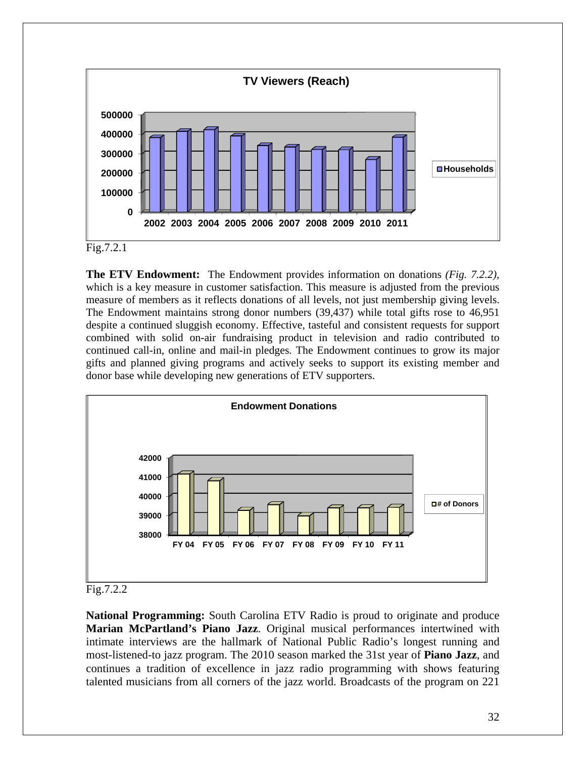**TV Viewers (Reach)**

| | 2002 | 2003 | 2004 | 2005 | 2006 | 2007 | 2008 | 2009 | 2010 | 2011 |
|---|---|---|---|---|---|---|---|---|---|---|
| Households | | | | | | | | | | |

Fig.7.2.1

**The ETV Endowment:** The Endowment provides information on donations *(Fig. 7.2.2)*, which is a key measure in customer satisfaction. This measure is adjusted from the previous measure of members as it reflects donations of all levels, not just membership giving levels. The Endowment maintains strong donor numbers (39,437) while total gifts rose to 46,951 despite a continued sluggish economy. Effective, tasteful and consistent requests for support combined with solid on-air fundraising product in television and radio contributed to continued call-in, online and mail-in pledges. The Endowment continues to grow its major gifts and planned giving programs and actively seeks to support its existing member and donor base while developing new generations of ETV supporters.

**Endowment Donations**

| | FY 04 | FY 05 | FY 06 | FY 07 | FY 08 | FY 09 | FY 10 | FY 11 |
|---|---|---|---|---|---|---|---|---|
| # of Donors | | | | | | | | |

Fig.7.2.2

**National Programming:** South Carolina ETV Radio is proud to originate and produce **Marian McPartland's Piano Jazz**. Original musical performances intertwined with intimate interviews are the hallmark of National Public Radio's longest running and most-listened-to jazz program. The 2010 season marked the 31st year of **Piano Jazz**, and continues a tradition of excellence in jazz radio programming with shows featuring talented musicians from all corners of the jazz world. Broadcasts of the program on 221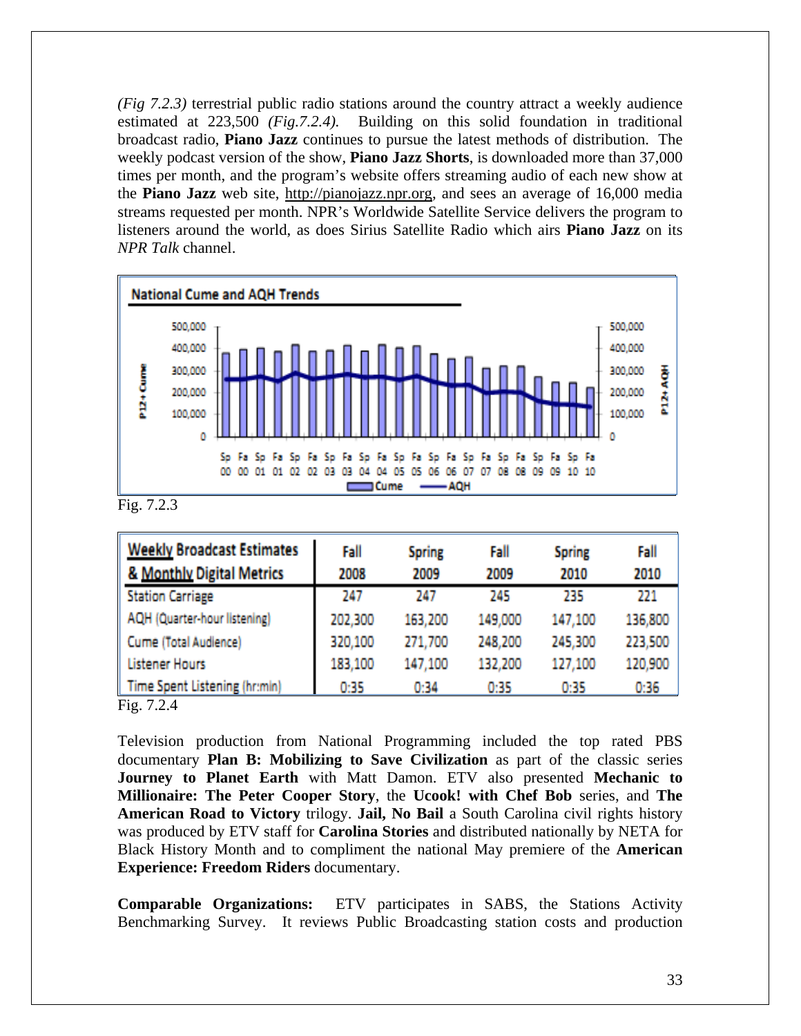*(Fig 7.2.3)* terrestrial public radio stations around the country attract a weekly audience estimated at 223,500 *(Fig.7.2.4).* Building on this solid foundation in traditional broadcast radio, **Piano Jazz** continues to pursue the latest methods of distribution. The weekly podcast version of the show, **Piano Jazz Shorts**, is downloaded more than 37,000 times per month, and the program's website offers streaming audio of each new show at the **Piano Jazz** web site, http://pianojazz.npr.org, and sees an average of 16,000 media streams requested per month. NPR's Worldwide Satellite Service delivers the program to listeners around the world, as does Sirius Satellite Radio which airs **Piano Jazz** on its *NPR Talk* channel.

Fig. 7.2.3

| Weekly Broadcast Estimates & Monthly Digital Metrics | Fall 2008 | Spring 2009 | Fall 2009 | Spring 2010 | Fall 2010 |
|---|---|---|---|---|---|
| Station Carriage | 247 | 247 | 245 | 235 | 221 |
| AQH (Quarter-hour listening) | 202,300 | 163,200 | 149,000 | 147,100 | 136,800 |
| Cume (Total Audience) | 320,100 | 271,700 | 248,200 | 245,300 | 223,500 |
| Listener Hours | 183,100 | 147,100 | 132,200 | 127,100 | 120,900 |
| Time Spent Listening (hr:min) | 0:35 | 0:34 | 0:35 | 0:35 | 0:36 |

Fig. 7.2.4

Television production from National Programming included the top rated PBS documentary **Plan B: Mobilizing to Save Civilization** as part of the classic series **Journey to Planet Earth** with Matt Damon. ETV also presented **Mechanic to Millionaire: The Peter Cooper Story**, the **Ucook! with Chef Bob** series, and **The American Road to Victory** trilogy. **Jail, No Bail** a South Carolina civil rights history was produced by ETV staff for **Carolina Stories** and distributed nationally by NETA for Black History Month and to compliment the national May premiere of the **American Experience: Freedom Riders** documentary.

**Comparable Organizations:** ETV participates in SABS, the Stations Activity Benchmarking Survey. It reviews Public Broadcasting station costs and production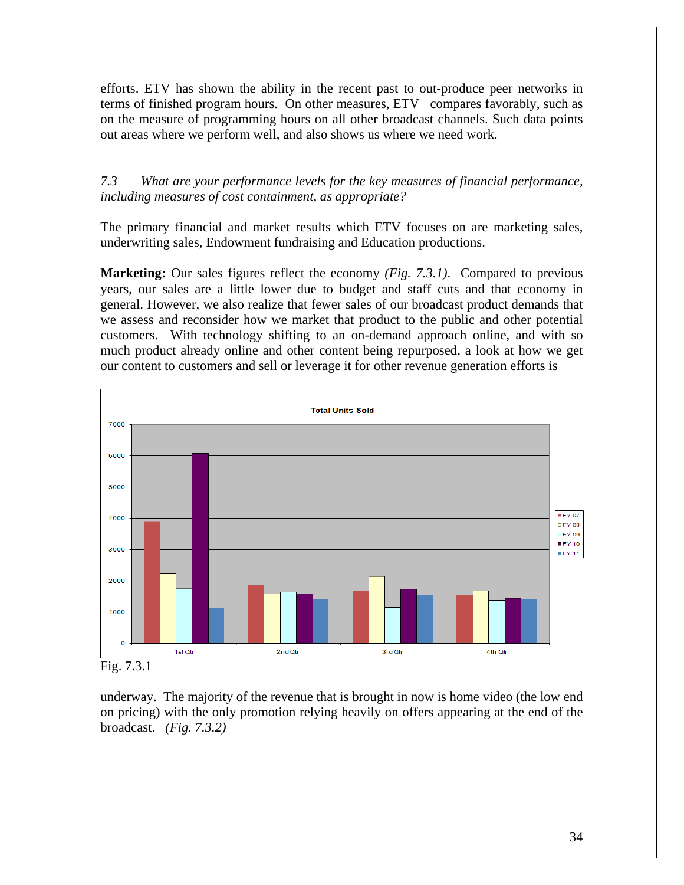efforts. ETV has shown the ability in the recent past to out-produce peer networks in terms of finished program hours. On other measures, ETV compares favorably, such as on the measure of programming hours on all other broadcast channels. Such data points out areas where we perform well, and also shows us where we need work.

*7.3 What are your performance levels for the key measures of financial performance, including measures of cost containment, as appropriate?*

The primary financial and market results which ETV focuses on are marketing sales, underwriting sales, Endowment fundraising and Education productions.

**Marketing:** Our sales figures reflect the economy *(Fig. 7.3.1)*. Compared to previous years, our sales are a little lower due to budget and staff cuts and that economy in general. However, we also realize that fewer sales of our broadcast product demands that we assess and reconsider how we market that product to the public and other potential customers. With technology shifting to an on-demand approach online, and with so much product already online and other content being repurposed, a look at how we get our content to customers and sell or leverage it for other revenue generation efforts is

Fig. 7.3.1

underway. The majority of the revenue that is brought in now is home video (the low end on pricing) with the only promotion relying heavily on offers appearing at the end of the broadcast. *(Fig. 7.3.2)*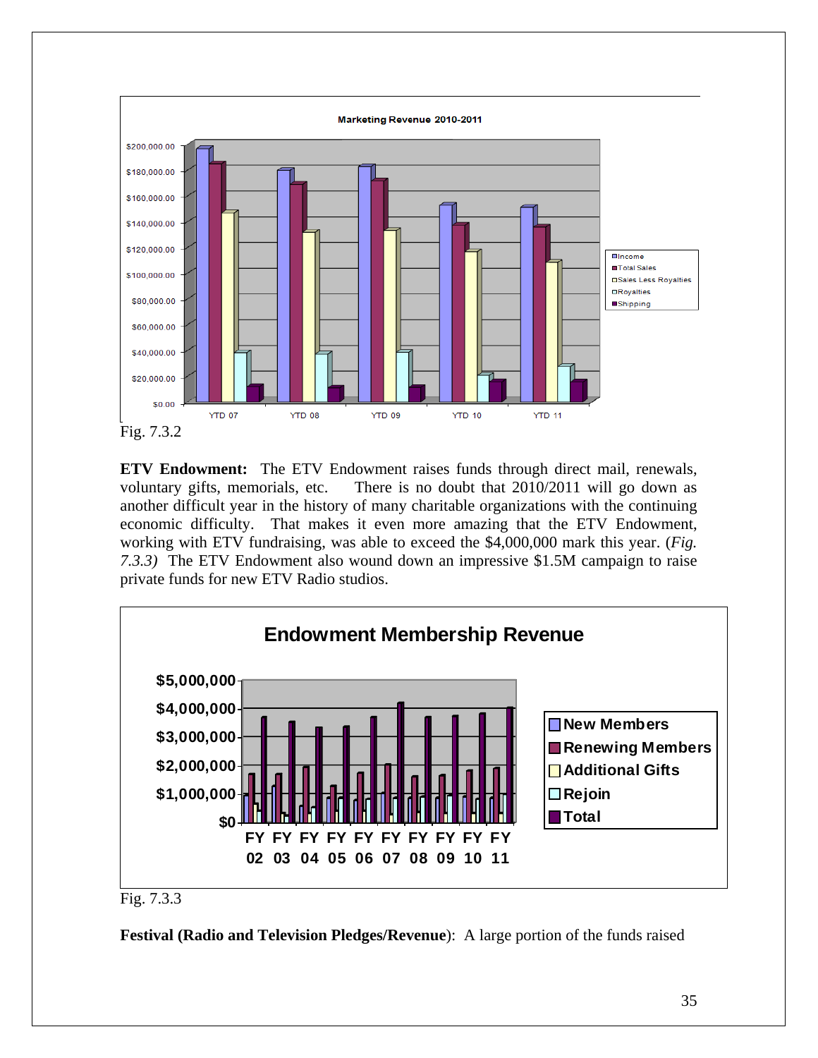Fig. 7.3.2

**ETV Endowment:** The ETV Endowment raises funds through direct mail, renewals, voluntary gifts, memorials, etc. There is no doubt that 2010/2011 will go down as another difficult year in the history of many charitable organizations with the continuing economic difficulty. That makes it even more amazing that the ETV Endowment, working with ETV fundraising, was able to exceed the $4,000,000 mark this year. (*Fig. 7.3.3)* The ETV Endowment also wound down an impressive $1.5M campaign to raise private funds for new ETV Radio studios.

Fig. 7.3.3

**Festival (Radio and Television Pledges/Revenue**): A large portion of the funds raised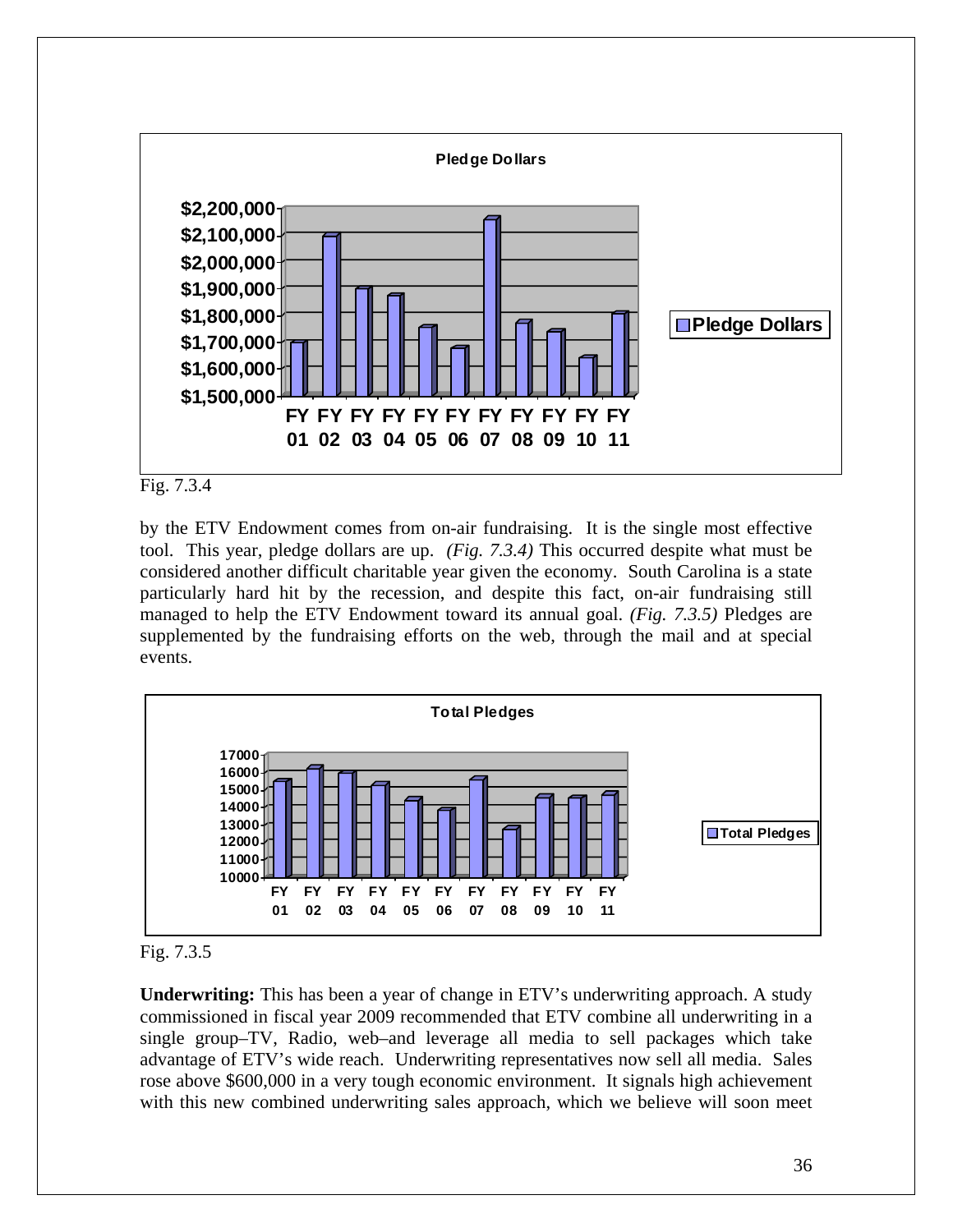Fig. 7.3.4

by the ETV Endowment comes from on-air fundraising. It is the single most effective tool. This year, pledge dollars are up. *(Fig. 7.3.4)* This occurred despite what must be considered another difficult charitable year given the economy. South Carolina is a state particularly hard hit by the recession, and despite this fact, on-air fundraising still managed to help the ETV Endowment toward its annual goal. *(Fig. 7.3.5)* Pledges are supplemented by the fundraising efforts on the web, through the mail and at special events.

Fig. 7.3.5

**Underwriting:** This has been a year of change in ETV's underwriting approach. A study commissioned in fiscal year 2009 recommended that ETV combine all underwriting in a single group–TV, Radio, web–and leverage all media to sell packages which take advantage of ETV's wide reach. Underwriting representatives now sell all media. Sales rose above $600,000 in a very tough economic environment. It signals high achievement with this new combined underwriting sales approach, which we believe will soon meet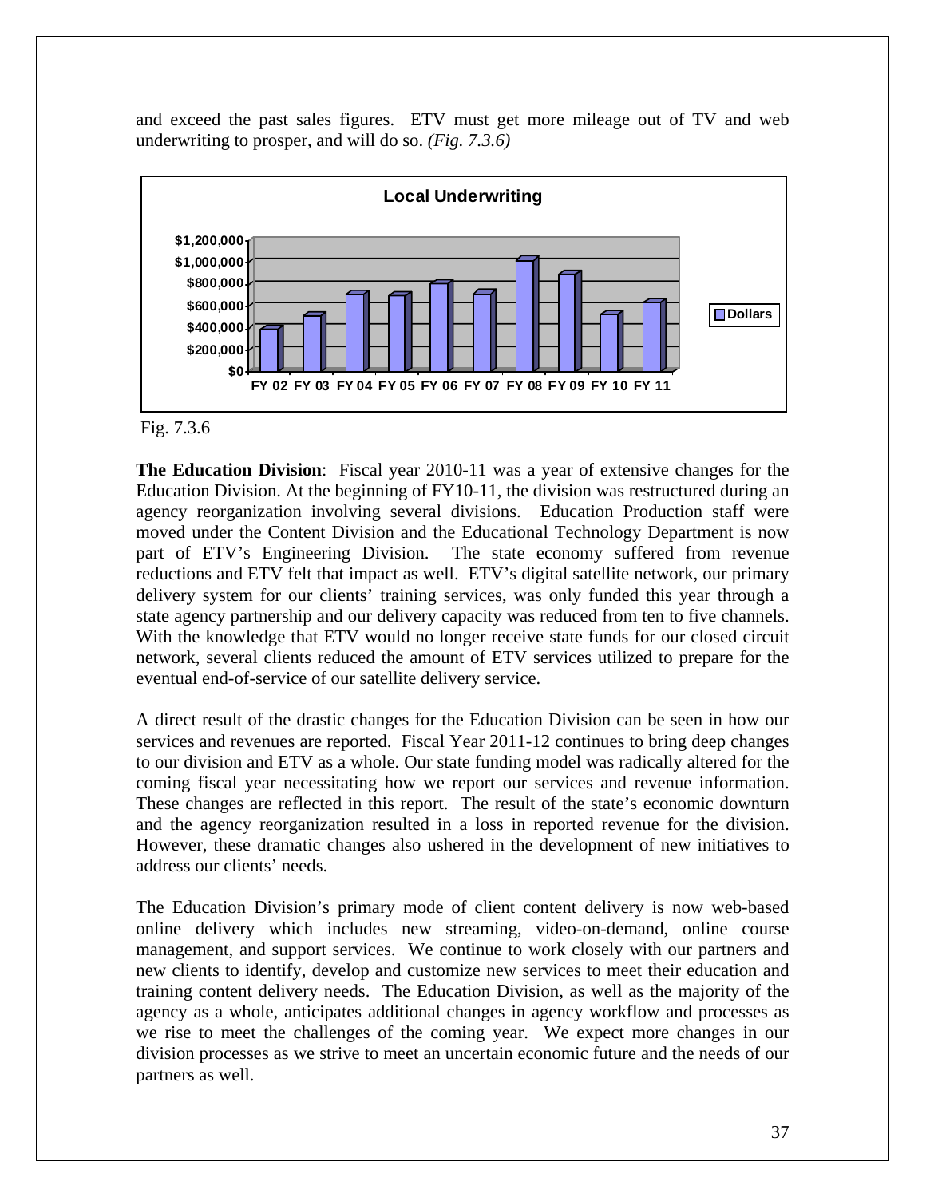and exceed the past sales figures. ETV must get more mileage out of TV and web underwriting to prosper, and will do so. *(Fig. 7.3.6)*

Fig. 7.3.6

**The Education Division**: Fiscal year 2010-11 was a year of extensive changes for the Education Division. At the beginning of FY10-11, the division was restructured during an agency reorganization involving several divisions. Education Production staff were moved under the Content Division and the Educational Technology Department is now part of ETV's Engineering Division. The state economy suffered from revenue reductions and ETV felt that impact as well. ETV's digital satellite network, our primary delivery system for our clients' training services, was only funded this year through a state agency partnership and our delivery capacity was reduced from ten to five channels. With the knowledge that ETV would no longer receive state funds for our closed circuit network, several clients reduced the amount of ETV services utilized to prepare for the eventual end-of-service of our satellite delivery service.

A direct result of the drastic changes for the Education Division can be seen in how our services and revenues are reported. Fiscal Year 2011-12 continues to bring deep changes to our division and ETV as a whole. Our state funding model was radically altered for the coming fiscal year necessitating how we report our services and revenue information. These changes are reflected in this report. The result of the state's economic downturn and the agency reorganization resulted in a loss in reported revenue for the division. However, these dramatic changes also ushered in the development of new initiatives to address our clients' needs.

The Education Division's primary mode of client content delivery is now web-based online delivery which includes new streaming, video-on-demand, online course management, and support services. We continue to work closely with our partners and new clients to identify, develop and customize new services to meet their education and training content delivery needs. The Education Division, as well as the majority of the agency as a whole, anticipates additional changes in agency workflow and processes as we rise to meet the challenges of the coming year. We expect more changes in our division processes as we strive to meet an uncertain economic future and the needs of our partners as well.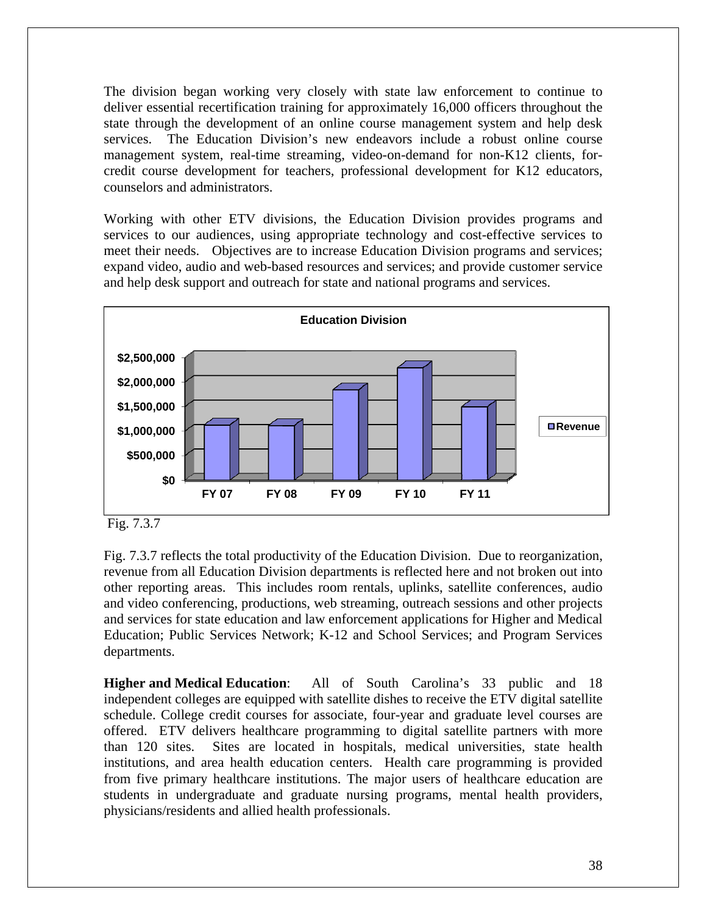The division began working very closely with state law enforcement to continue to deliver essential recertification training for approximately 16,000 officers throughout the state through the development of an online course management system and help desk services. The Education Division's new endeavors include a robust online course management system, real-time streaming, video-on-demand for non-K12 clients, for-credit course development for teachers, professional development for K12 educators, counselors and administrators.

Working with other ETV divisions, the Education Division provides programs and services to our audiences, using appropriate technology and cost-effective services to meet their needs. Objectives are to increase Education Division programs and services; expand video, audio and web-based resources and services; and provide customer service and help desk support and outreach for state and national programs and services.

**Education Division**

Fig. 7.3.7

Fig. 7.3.7 reflects the total productivity of the Education Division. Due to reorganization, revenue from all Education Division departments is reflected here and not broken out into other reporting areas. This includes room rentals, uplinks, satellite conferences, audio and video conferencing, productions, web streaming, outreach sessions and other projects and services for state education and law enforcement applications for Higher and Medical Education; Public Services Network; K-12 and School Services; and Program Services departments.

**Higher and Medical Education**: All of South Carolina's 33 public and 18 independent colleges are equipped with satellite dishes to receive the ETV digital satellite schedule. College credit courses for associate, four-year and graduate level courses are offered. ETV delivers healthcare programming to digital satellite partners with more than 120 sites. Sites are located in hospitals, medical universities, state health institutions, and area health education centers. Health care programming is provided from five primary healthcare institutions. The major users of healthcare education are students in undergraduate and graduate nursing programs, mental health providers, physicians/residents and allied health professionals.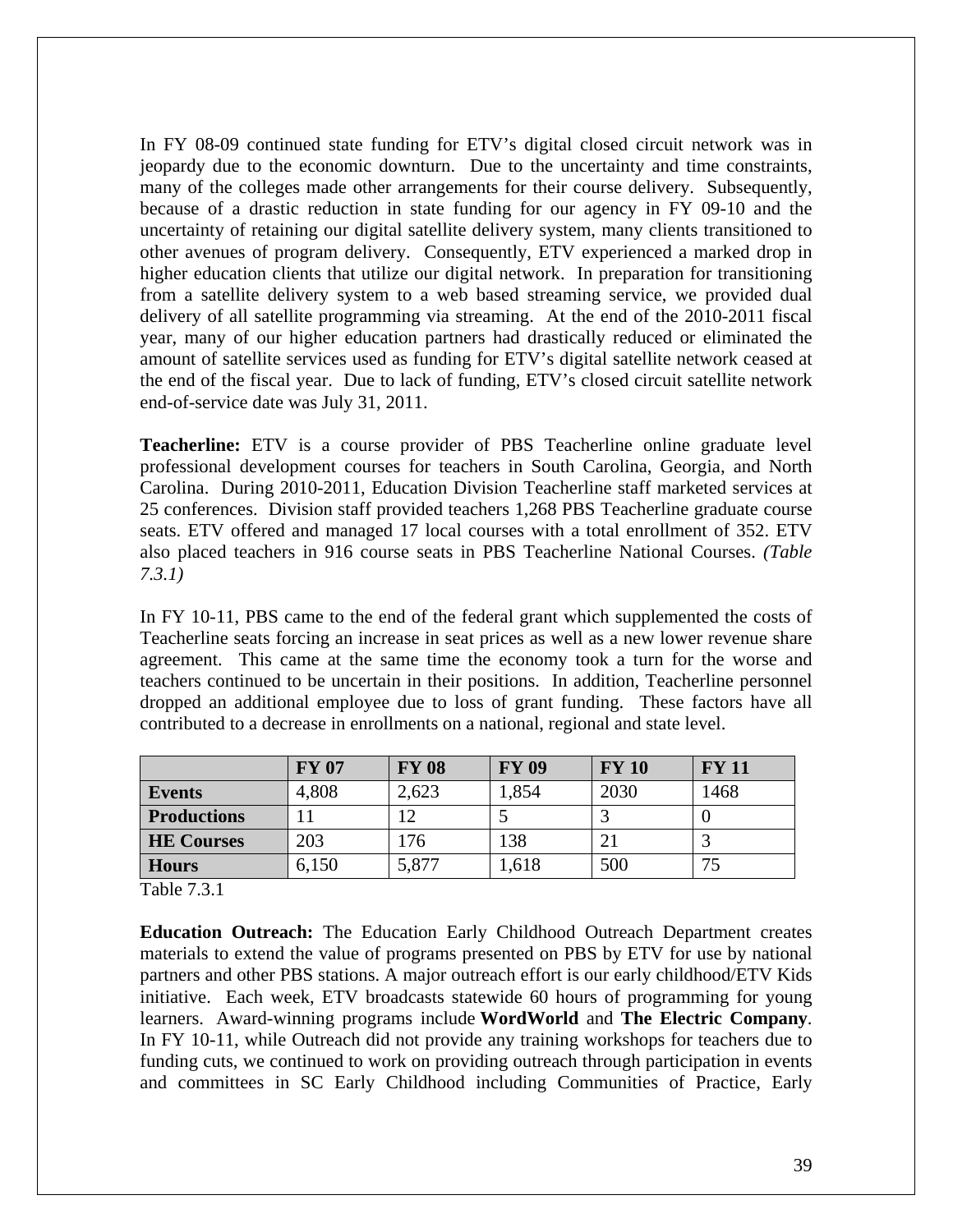In FY 08-09 continued state funding for ETV's digital closed circuit network was in jeopardy due to the economic downturn. Due to the uncertainty and time constraints, many of the colleges made other arrangements for their course delivery. Subsequently, because of a drastic reduction in state funding for our agency in FY 09-10 and the uncertainty of retaining our digital satellite delivery system, many clients transitioned to other avenues of program delivery. Consequently, ETV experienced a marked drop in higher education clients that utilize our digital network. In preparation for transitioning from a satellite delivery system to a web based streaming service, we provided dual delivery of all satellite programming via streaming. At the end of the 2010-2011 fiscal year, many of our higher education partners had drastically reduced or eliminated the amount of satellite services used as funding for ETV's digital satellite network ceased at the end of the fiscal year. Due to lack of funding, ETV's closed circuit satellite network end-of-service date was July 31, 2011.

**Teacherline:** ETV is a course provider of PBS Teacherline online graduate level professional development courses for teachers in South Carolina, Georgia, and North Carolina. During 2010-2011, Education Division Teacherline staff marketed services at 25 conferences. Division staff provided teachers 1,268 PBS Teacherline graduate course seats. ETV offered and managed 17 local courses with a total enrollment of 352. ETV also placed teachers in 916 course seats in PBS Teacherline National Courses. *(Table 7.3.1)*

In FY 10-11, PBS came to the end of the federal grant which supplemented the costs of Teacherline seats forcing an increase in seat prices as well as a new lower revenue share agreement. This came at the same time the economy took a turn for the worse and teachers continued to be uncertain in their positions. In addition, Teacherline personnel dropped an additional employee due to loss of grant funding. These factors have all contributed to a decrease in enrollments on a national, regional and state level.

| | FY 07 | FY 08 | FY 09 | FY 10 | FY 11 |
|---|---|---|---|---|---|
| **Events** | 4,808 | 2,623 | 1,854 | 2030 | 1468 |
| **Productions** | 11 | 12 | 5 | 3 | 0 |
| **HE Courses** | 203 | 176 | 138 | 21 | 3 |
| **Hours** | 6,150 | 5,877 | 1,618 | 500 | 75 |

Table 7.3.1

**Education Outreach:** The Education Early Childhood Outreach Department creates materials to extend the value of programs presented on PBS by ETV for use by national partners and other PBS stations. A major outreach effort is our early childhood/ETV Kids initiative. Each week, ETV broadcasts statewide 60 hours of programming for young learners. Award-winning programs include **WordWorld** and **The Electric Company**. In FY 10-11, while Outreach did not provide any training workshops for teachers due to funding cuts, we continued to work on providing outreach through participation in events and committees in SC Early Childhood including Communities of Practice, Early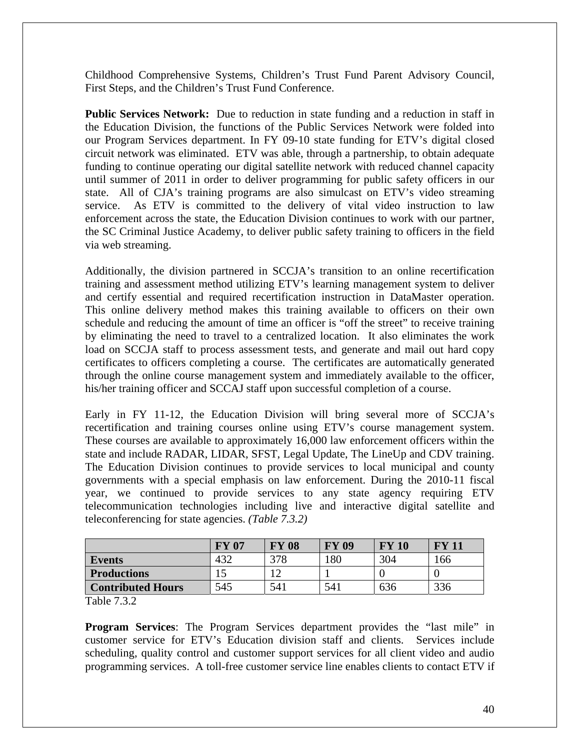Childhood Comprehensive Systems, Children's Trust Fund Parent Advisory Council, First Steps, and the Children's Trust Fund Conference.

**Public Services Network:** Due to reduction in state funding and a reduction in staff in the Education Division, the functions of the Public Services Network were folded into our Program Services department. In FY 09-10 state funding for ETV's digital closed circuit network was eliminated. ETV was able, through a partnership, to obtain adequate funding to continue operating our digital satellite network with reduced channel capacity until summer of 2011 in order to deliver programming for public safety officers in our state. All of CJA's training programs are also simulcast on ETV's video streaming service. As ETV is committed to the delivery of vital video instruction to law enforcement across the state, the Education Division continues to work with our partner, the SC Criminal Justice Academy, to deliver public safety training to officers in the field via web streaming.

Additionally, the division partnered in SCCJA's transition to an online recertification training and assessment method utilizing ETV's learning management system to deliver and certify essential and required recertification instruction in DataMaster operation. This online delivery method makes this training available to officers on their own schedule and reducing the amount of time an officer is "off the street" to receive training by eliminating the need to travel to a centralized location. It also eliminates the work load on SCCJA staff to process assessment tests, and generate and mail out hard copy certificates to officers completing a course. The certificates are automatically generated through the online course management system and immediately available to the officer, his/her training officer and SCCAJ staff upon successful completion of a course.

Early in FY 11-12, the Education Division will bring several more of SCCJA's recertification and training courses online using ETV's course management system. These courses are available to approximately 16,000 law enforcement officers within the state and include RADAR, LIDAR, SFST, Legal Update, The LineUp and CDV training. The Education Division continues to provide services to local municipal and county governments with a special emphasis on law enforcement. During the 2010-11 fiscal year, we continued to provide services to any state agency requiring ETV telecommunication technologies including live and interactive digital satellite and teleconferencing for state agencies. *(Table 7.3.2)*

| | FY 07 | FY 08 | FY 09 | FY 10 | FY 11 |
|---|---|---|---|---|---|
| **Events** | 432 | 378 | 180 | 304 | 166 |
| **Productions** | 15 | 12 | 1 | 0 | 0 |
| **Contributed Hours** | 545 | 541 | 541 | 636 | 336 |

Table 7.3.2

**Program Services**: The Program Services department provides the "last mile" in customer service for ETV's Education division staff and clients. Services include scheduling, quality control and customer support services for all client video and audio programming services. A toll-free customer service line enables clients to contact ETV if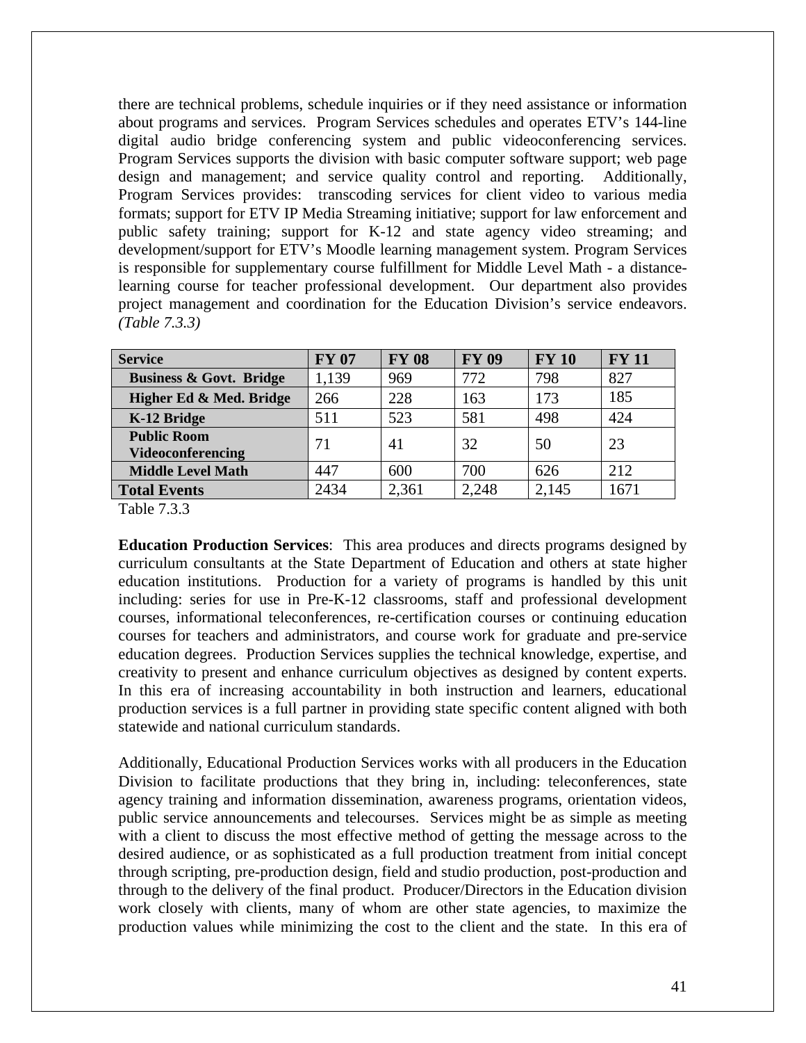there are technical problems, schedule inquiries or if they need assistance or information about programs and services. Program Services schedules and operates ETV's 144-line digital audio bridge conferencing system and public videoconferencing services. Program Services supports the division with basic computer software support; web page design and management; and service quality control and reporting. Additionally, Program Services provides: transcoding services for client video to various media formats; support for ETV IP Media Streaming initiative; support for law enforcement and public safety training; support for K-12 and state agency video streaming; and development/support for ETV's Moodle learning management system. Program Services is responsible for supplementary course fulfillment for Middle Level Math - a distance-learning course for teacher professional development. Our department also provides project management and coordination for the Education Division's service endeavors. *(Table 7.3.3)*

| Service | FY 07 | FY 08 | FY 09 | FY 10 | FY 11 |
|---|---|---|---|---|---|
| **Business & Govt. Bridge** | 1,139 | 969 | 772 | 798 | 827 |
| **Higher Ed & Med. Bridge** | 266 | 228 | 163 | 173 | 185 |
| **K-12 Bridge** | 511 | 523 | 581 | 498 | 424 |
| **Public Room Videoconferencing** | 71 | 41 | 32 | 50 | 23 |
| **Middle Level Math** | 447 | 600 | 700 | 626 | 212 |
| **Total Events** | 2434 | 2,361 | 2,248 | 2,145 | 1671 |

Table 7.3.3

**Education Production Services**: This area produces and directs programs designed by curriculum consultants at the State Department of Education and others at state higher education institutions. Production for a variety of programs is handled by this unit including: series for use in Pre-K-12 classrooms, staff and professional development courses, informational teleconferences, re-certification courses or continuing education courses for teachers and administrators, and course work for graduate and pre-service education degrees. Production Services supplies the technical knowledge, expertise, and creativity to present and enhance curriculum objectives as designed by content experts. In this era of increasing accountability in both instruction and learners, educational production services is a full partner in providing state specific content aligned with both statewide and national curriculum standards.

Additionally, Educational Production Services works with all producers in the Education Division to facilitate productions that they bring in, including: teleconferences, state agency training and information dissemination, awareness programs, orientation videos, public service announcements and telecourses. Services might be as simple as meeting with a client to discuss the most effective method of getting the message across to the desired audience, or as sophisticated as a full production treatment from initial concept through scripting, pre-production design, field and studio production, post-production and through to the delivery of the final product. Producer/Directors in the Education division work closely with clients, many of whom are other state agencies, to maximize the production values while minimizing the cost to the client and the state. In this era of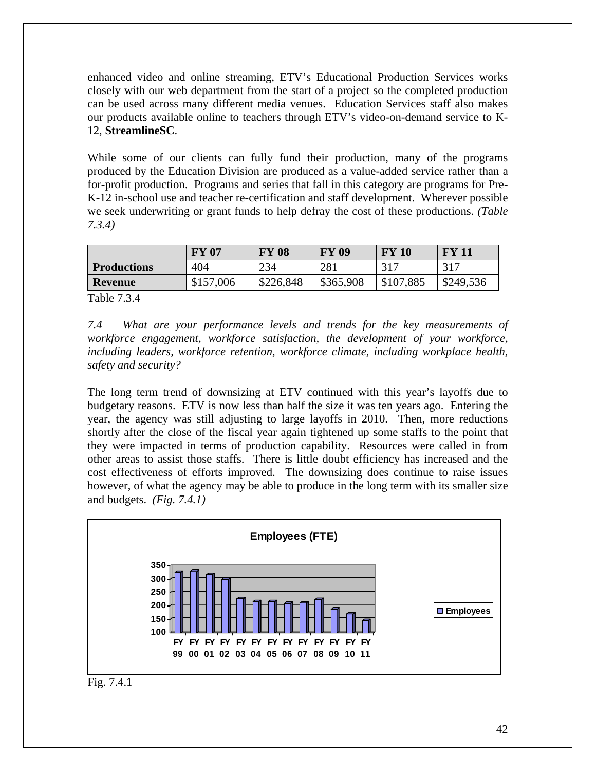enhanced video and online streaming, ETV's Educational Production Services works closely with our web department from the start of a project so the completed production can be used across many different media venues. Education Services staff also makes our products available online to teachers through ETV's video-on-demand service to K-12, **StreamlineSC**.

While some of our clients can fully fund their production, many of the programs produced by the Education Division are produced as a value-added service rather than a for-profit production. Programs and series that fall in this category are programs for Pre-K-12 in-school use and teacher re-certification and staff development. Wherever possible we seek underwriting or grant funds to help defray the cost of these productions. *(Table 7.3.4)*

| | **FY 07** | **FY 08** | **FY 09** | **FY 10** | **FY 11** |
|---|---|---|---|---|---|
| **Productions** | 404 | 234 | 281 | 317 | 317 |
| **Revenue** | \$157,006 | \$226,848 | \$365,908 | \$107,885 | \$249,536 |

Table 7.3.4

*7.4 What are your performance levels and trends for the key measurements of workforce engagement, workforce satisfaction, the development of your workforce, including leaders, workforce retention, workforce climate, including workplace health, safety and security?*

The long term trend of downsizing at ETV continued with this year's layoffs due to budgetary reasons. ETV is now less than half the size it was ten years ago. Entering the year, the agency was still adjusting to large layoffs in 2010. Then, more reductions shortly after the close of the fiscal year again tightened up some staffs to the point that they were impacted in terms of production capability. Resources were called in from other areas to assist those staffs. There is little doubt efficiency has increased and the cost effectiveness of efforts improved. The downsizing does continue to raise issues however, of what the agency may be able to produce in the long term with its smaller size and budgets. *(Fig. 7.4.1)*

**Employees (FTE)**

(Bar chart; y-axis 100–350; x-axis FY 99, FY 00, FY 01, FY 02, FY 03, FY 04, FY 05, FY 06, FY 07, FY 08, FY 09, FY 10, FY 11; legend: Employees)

Fig. 7.4.1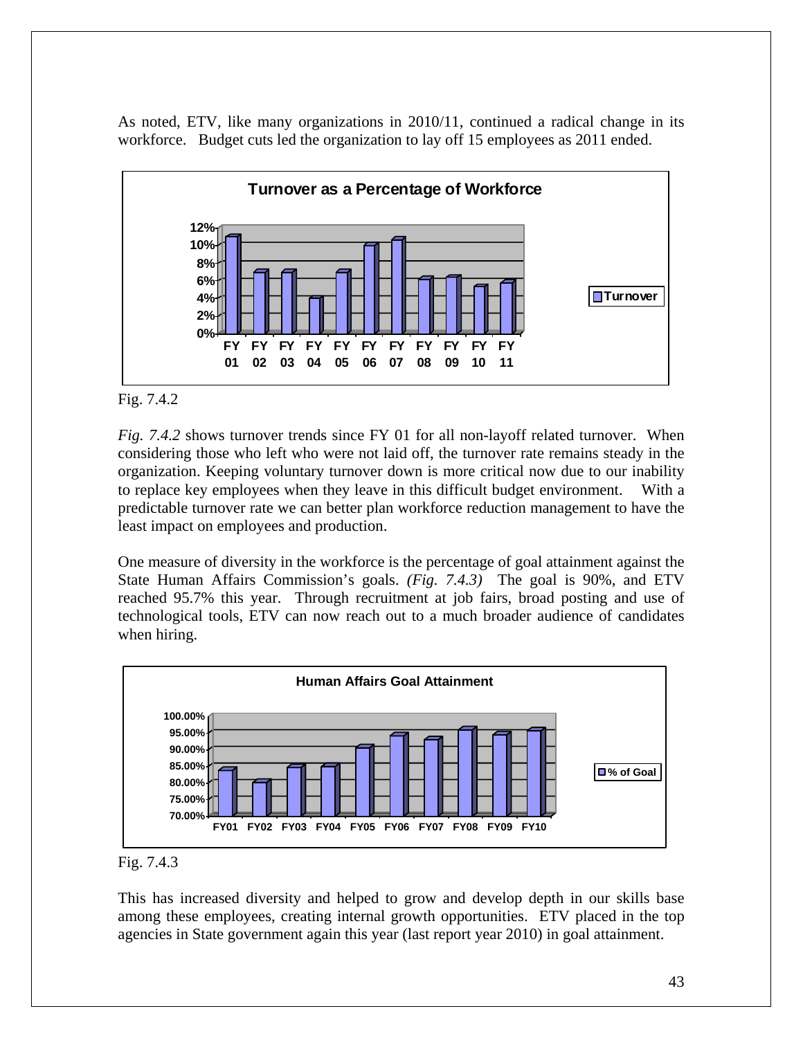As noted, ETV, like many organizations in 2010/11, continued a radical change in its workforce. Budget cuts led the organization to lay off 15 employees as 2011 ended.

Fig. 7.4.2

*Fig. 7.4.2* shows turnover trends since FY 01 for all non-layoff related turnover. When considering those who left who were not laid off, the turnover rate remains steady in the organization. Keeping voluntary turnover down is more critical now due to our inability to replace key employees when they leave in this difficult budget environment. With a predictable turnover rate we can better plan workforce reduction management to have the least impact on employees and production.

One measure of diversity in the workforce is the percentage of goal attainment against the State Human Affairs Commission's goals. *(Fig. 7.4.3)* The goal is 90%, and ETV reached 95.7% this year. Through recruitment at job fairs, broad posting and use of technological tools, ETV can now reach out to a much broader audience of candidates when hiring.

Fig. 7.4.3

This has increased diversity and helped to grow and develop depth in our skills base among these employees, creating internal growth opportunities. ETV placed in the top agencies in State government again this year (last report year 2010) in goal attainment.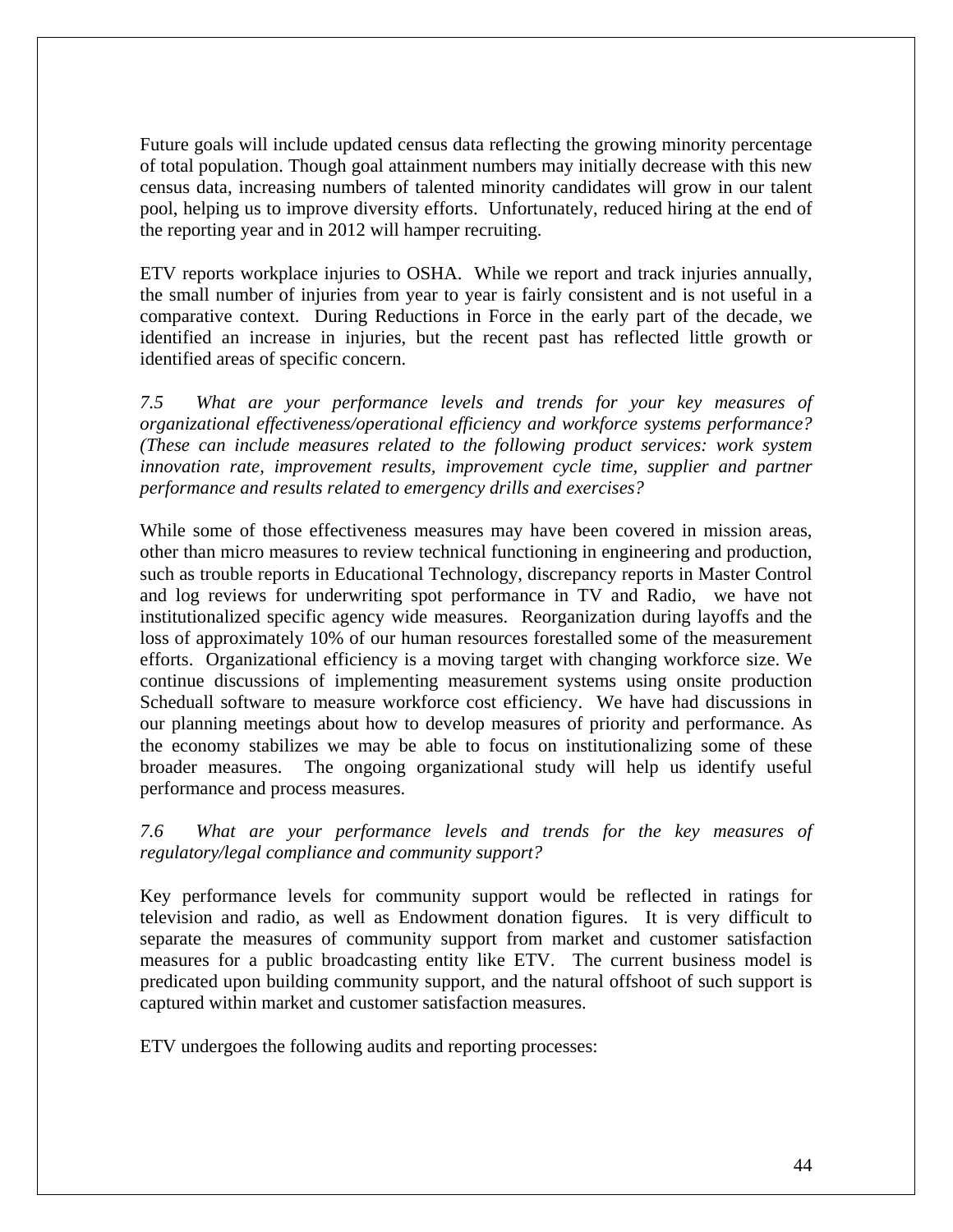Future goals will include updated census data reflecting the growing minority percentage of total population. Though goal attainment numbers may initially decrease with this new census data, increasing numbers of talented minority candidates will grow in our talent pool, helping us to improve diversity efforts. Unfortunately, reduced hiring at the end of the reporting year and in 2012 will hamper recruiting.

ETV reports workplace injuries to OSHA. While we report and track injuries annually, the small number of injuries from year to year is fairly consistent and is not useful in a comparative context. During Reductions in Force in the early part of the decade, we identified an increase in injuries, but the recent past has reflected little growth or identified areas of specific concern.

*7.5 What are your performance levels and trends for your key measures of organizational effectiveness/operational efficiency and workforce systems performance? (These can include measures related to the following product services: work system innovation rate, improvement results, improvement cycle time, supplier and partner performance and results related to emergency drills and exercises?*

While some of those effectiveness measures may have been covered in mission areas, other than micro measures to review technical functioning in engineering and production, such as trouble reports in Educational Technology, discrepancy reports in Master Control and log reviews for underwriting spot performance in TV and Radio, we have not institutionalized specific agency wide measures. Reorganization during layoffs and the loss of approximately 10% of our human resources forestalled some of the measurement efforts. Organizational efficiency is a moving target with changing workforce size. We continue discussions of implementing measurement systems using onsite production Scheduall software to measure workforce cost efficiency. We have had discussions in our planning meetings about how to develop measures of priority and performance. As the economy stabilizes we may be able to focus on institutionalizing some of these broader measures. The ongoing organizational study will help us identify useful performance and process measures.

*7.6 What are your performance levels and trends for the key measures of regulatory/legal compliance and community support?*

Key performance levels for community support would be reflected in ratings for television and radio, as well as Endowment donation figures. It is very difficult to separate the measures of community support from market and customer satisfaction measures for a public broadcasting entity like ETV. The current business model is predicated upon building community support, and the natural offshoot of such support is captured within market and customer satisfaction measures.

ETV undergoes the following audits and reporting processes: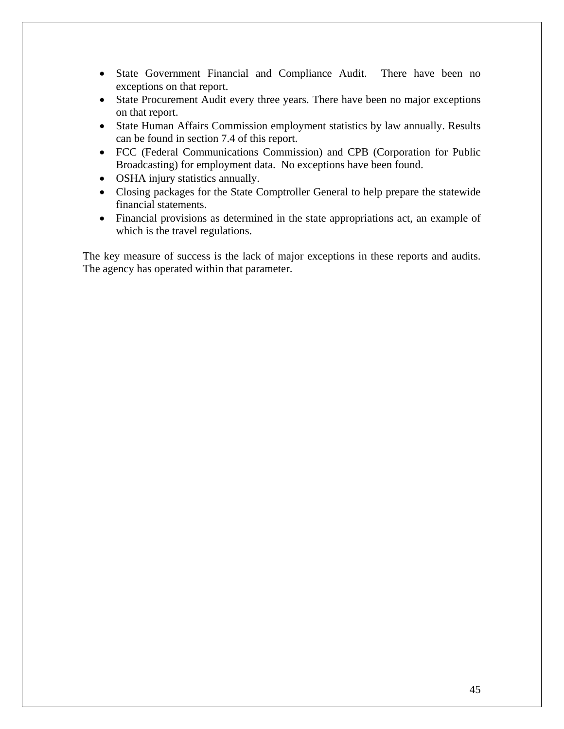- State Government Financial and Compliance Audit. There have been no exceptions on that report.
- State Procurement Audit every three years. There have been no major exceptions on that report.
- State Human Affairs Commission employment statistics by law annually. Results can be found in section 7.4 of this report.
- FCC (Federal Communications Commission) and CPB (Corporation for Public Broadcasting) for employment data. No exceptions have been found.
- OSHA injury statistics annually.
- Closing packages for the State Comptroller General to help prepare the statewide financial statements.
- Financial provisions as determined in the state appropriations act, an example of which is the travel regulations.

The key measure of success is the lack of major exceptions in these reports and audits. The agency has operated within that parameter.